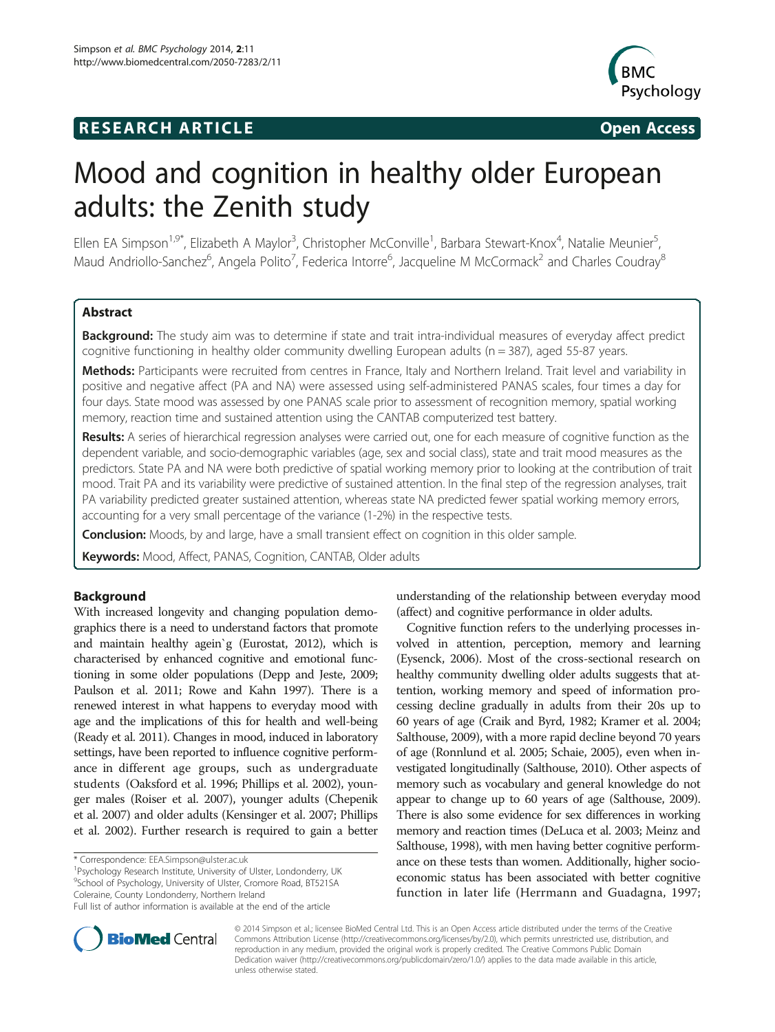RESEARCH ARTICLE **Open Access**

# Mood and cognition in healthy older European adults: the Zenith study

Ellen EA Simpson[1,9*], Elizabeth A Maylor[3], Christopher McConville[1], Barbara Stewart-Knox[4], Natalie Meunier[5], Maud Andriollo-Sanchez[6], Angela Polito[7], Federica Intorre[6], Jacqueline M McCormack[2] and Charles Coudray[8]

## Abstract

**Background:** The study aim was to determine if state and trait intra-individual measures of everyday affect predict cognitive functioning in healthy older community dwelling European adults (n = 387), aged 55-87 years.

**Methods:** Participants were recruited from centres in France, Italy and Northern Ireland. Trait level and variability in positive and negative affect (PA and NA) were assessed using self-administered PANAS scales, four times a day for four days. State mood was assessed by one PANAS scale prior to assessment of recognition memory, spatial working memory, reaction time and sustained attention using the CANTAB computerized test battery.

**Results:** A series of hierarchical regression analyses were carried out, one for each measure of cognitive function as the dependent variable, and socio-demographic variables (age, sex and social class), state and trait mood measures as the predictors. State PA and NA were both predictive of spatial working memory prior to looking at the contribution of trait mood. Trait PA and its variability were predictive of sustained attention. In the final step of the regression analyses, trait PA variability predicted greater sustained attention, whereas state NA predicted fewer spatial working memory errors, accounting for a very small percentage of the variance (1-2%) in the respective tests.

**Conclusion:** Moods, by and large, have a small transient effect on cognition in this older sample.

**Keywords:** Mood, Affect, PANAS, Cognition, CANTAB, Older adults

## Background

With increased longevity and changing population demographics there is a need to understand factors that promote and maintain healthy agein`g (Eurostat, 2012), which is characterised by enhanced cognitive and emotional functioning in some older populations (Depp and Jeste, 2009; Paulson et al. 2011; Rowe and Kahn 1997). There is a renewed interest in what happens to everyday mood with age and the implications of this for health and well-being (Ready et al. 2011). Changes in mood, induced in laboratory settings, have been reported to influence cognitive performance in different age groups, such as undergraduate students (Oaksford et al. 1996; Phillips et al. 2002), younger males (Roiser et al. 2007), younger adults (Chepenik et al. 2007) and older adults (Kensinger et al. 2007; Phillips et al. 2002). Further research is required to gain a better understanding of the relationship between everyday mood (affect) and cognitive performance in older adults.

Cognitive function refers to the underlying processes involved in attention, perception, memory and learning (Eysenck, 2006). Most of the cross-sectional research on healthy community dwelling older adults suggests that attention, working memory and speed of information processing decline gradually in adults from their 20s up to 60 years of age (Craik and Byrd, 1982; Kramer et al. 2004; Salthouse, 2009), with a more rapid decline beyond 70 years of age (Ronnlund et al. 2005; Schaie, 2005), even when investigated longitudinally (Salthouse, 2010). Other aspects of memory such as vocabulary and general knowledge do not appear to change up to 60 years of age (Salthouse, 2009). There is also some evidence for sex differences in working memory and reaction times (DeLuca et al. 2003; Meinz and Salthouse, 1998), with men having better cognitive performance on these tests than women. Additionally, higher socio-economic status has been associated with better cognitive function in later life (Herrmann and Guadagna, 1997;

\* Correspondence: EEA.Simpson@ulster.ac.uk
[1]Psychology Research Institute, University of Ulster, Londonderry, UK
[9]School of Psychology, University of Ulster, Cromore Road, BT521SA Coleraine, County Londonderry, Northern Ireland
Full list of author information is available at the end of the article

© 2014 Simpson et al.; licensee BioMed Central Ltd. This is an Open Access article distributed under the terms of the Creative Commons Attribution License (http://creativecommons.org/licenses/by/2.0), which permits unrestricted use, distribution, and reproduction in any medium, provided the original work is properly credited. The Creative Commons Public Domain Dedication waiver (http://creativecommons.org/publicdomain/zero/1.0/) applies to the data made available in this article, unless otherwise stated.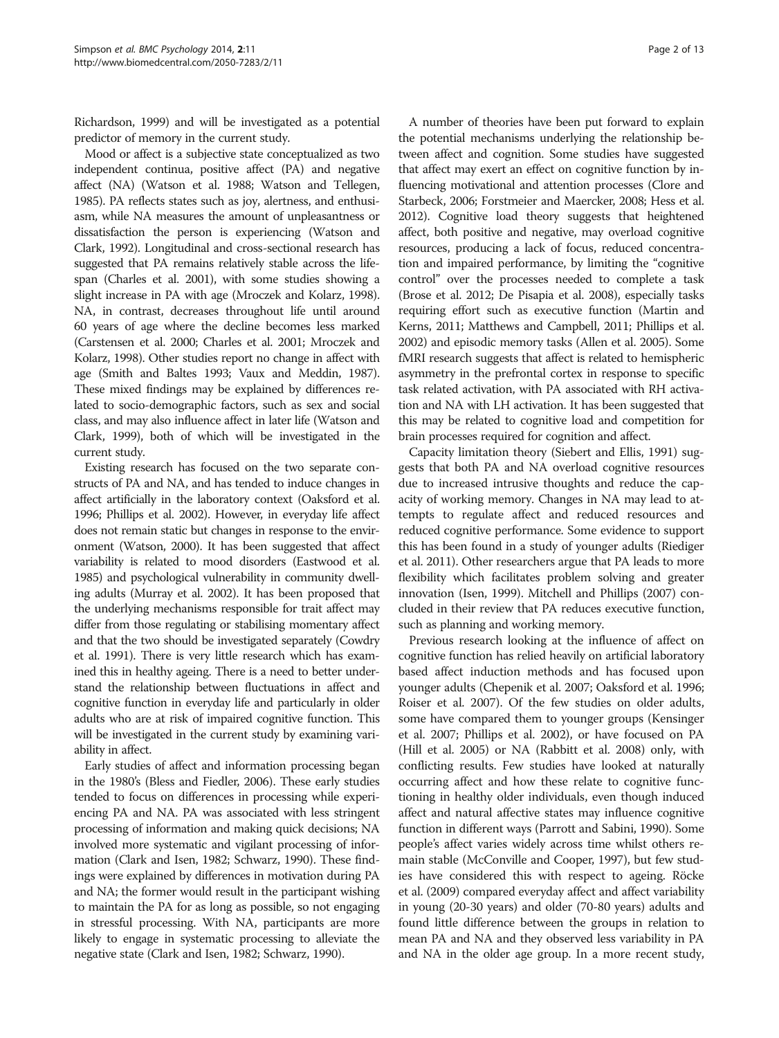Richardson, 1999) and will be investigated as a potential predictor of memory in the current study.

Mood or affect is a subjective state conceptualized as two independent continua, positive affect (PA) and negative affect (NA) (Watson et al. 1988; Watson and Tellegen, 1985). PA reflects states such as joy, alertness, and enthusiasm, while NA measures the amount of unpleasantness or dissatisfaction the person is experiencing (Watson and Clark, 1992). Longitudinal and cross-sectional research has suggested that PA remains relatively stable across the lifespan (Charles et al. 2001), with some studies showing a slight increase in PA with age (Mroczek and Kolarz, 1998). NA, in contrast, decreases throughout life until around 60 years of age where the decline becomes less marked (Carstensen et al. 2000; Charles et al. 2001; Mroczek and Kolarz, 1998). Other studies report no change in affect with age (Smith and Baltes 1993; Vaux and Meddin, 1987). These mixed findings may be explained by differences related to socio-demographic factors, such as sex and social class, and may also influence affect in later life (Watson and Clark, 1999), both of which will be investigated in the current study.

Existing research has focused on the two separate constructs of PA and NA, and has tended to induce changes in affect artificially in the laboratory context (Oaksford et al. 1996; Phillips et al. 2002). However, in everyday life affect does not remain static but changes in response to the environment (Watson, 2000). It has been suggested that affect variability is related to mood disorders (Eastwood et al. 1985) and psychological vulnerability in community dwelling adults (Murray et al. 2002). It has been proposed that the underlying mechanisms responsible for trait affect may differ from those regulating or stabilising momentary affect and that the two should be investigated separately (Cowdry et al. 1991). There is very little research which has examined this in healthy ageing. There is a need to better understand the relationship between fluctuations in affect and cognitive function in everyday life and particularly in older adults who are at risk of impaired cognitive function. This will be investigated in the current study by examining variability in affect.

Early studies of affect and information processing began in the 1980's (Bless and Fiedler, 2006). These early studies tended to focus on differences in processing while experiencing PA and NA. PA was associated with less stringent processing of information and making quick decisions; NA involved more systematic and vigilant processing of information (Clark and Isen, 1982; Schwarz, 1990). These findings were explained by differences in motivation during PA and NA; the former would result in the participant wishing to maintain the PA for as long as possible, so not engaging in stressful processing. With NA, participants are more likely to engage in systematic processing to alleviate the negative state (Clark and Isen, 1982; Schwarz, 1990).

A number of theories have been put forward to explain the potential mechanisms underlying the relationship between affect and cognition. Some studies have suggested that affect may exert an effect on cognitive function by influencing motivational and attention processes (Clore and Starbeck, 2006; Forstmeier and Maercker, 2008; Hess et al. 2012). Cognitive load theory suggests that heightened affect, both positive and negative, may overload cognitive resources, producing a lack of focus, reduced concentration and impaired performance, by limiting the "cognitive control" over the processes needed to complete a task (Brose et al. 2012; De Pisapia et al. 2008), especially tasks requiring effort such as executive function (Martin and Kerns, 2011; Matthews and Campbell, 2011; Phillips et al. 2002) and episodic memory tasks (Allen et al. 2005). Some fMRI research suggests that affect is related to hemispheric asymmetry in the prefrontal cortex in response to specific task related activation, with PA associated with RH activation and NA with LH activation. It has been suggested that this may be related to cognitive load and competition for brain processes required for cognition and affect.

Capacity limitation theory (Siebert and Ellis, 1991) suggests that both PA and NA overload cognitive resources due to increased intrusive thoughts and reduce the capacity of working memory. Changes in NA may lead to attempts to regulate affect and reduced resources and reduced cognitive performance. Some evidence to support this has been found in a study of younger adults (Riediger et al. 2011). Other researchers argue that PA leads to more flexibility which facilitates problem solving and greater innovation (Isen, 1999). Mitchell and Phillips (2007) concluded in their review that PA reduces executive function, such as planning and working memory.

Previous research looking at the influence of affect on cognitive function has relied heavily on artificial laboratory based affect induction methods and has focused upon younger adults (Chepenik et al. 2007; Oaksford et al. 1996; Roiser et al. 2007). Of the few studies on older adults, some have compared them to younger groups (Kensinger et al. 2007; Phillips et al. 2002), or have focused on PA (Hill et al. 2005) or NA (Rabbitt et al. 2008) only, with conflicting results. Few studies have looked at naturally occurring affect and how these relate to cognitive functioning in healthy older individuals, even though induced affect and natural affective states may influence cognitive function in different ways (Parrott and Sabini, 1990). Some people's affect varies widely across time whilst others remain stable (McConville and Cooper, 1997), but few studies have considered this with respect to ageing. Röcke et al. (2009) compared everyday affect and affect variability in young (20-30 years) and older (70-80 years) adults and found little difference between the groups in relation to mean PA and NA and they observed less variability in PA and NA in the older age group. In a more recent study,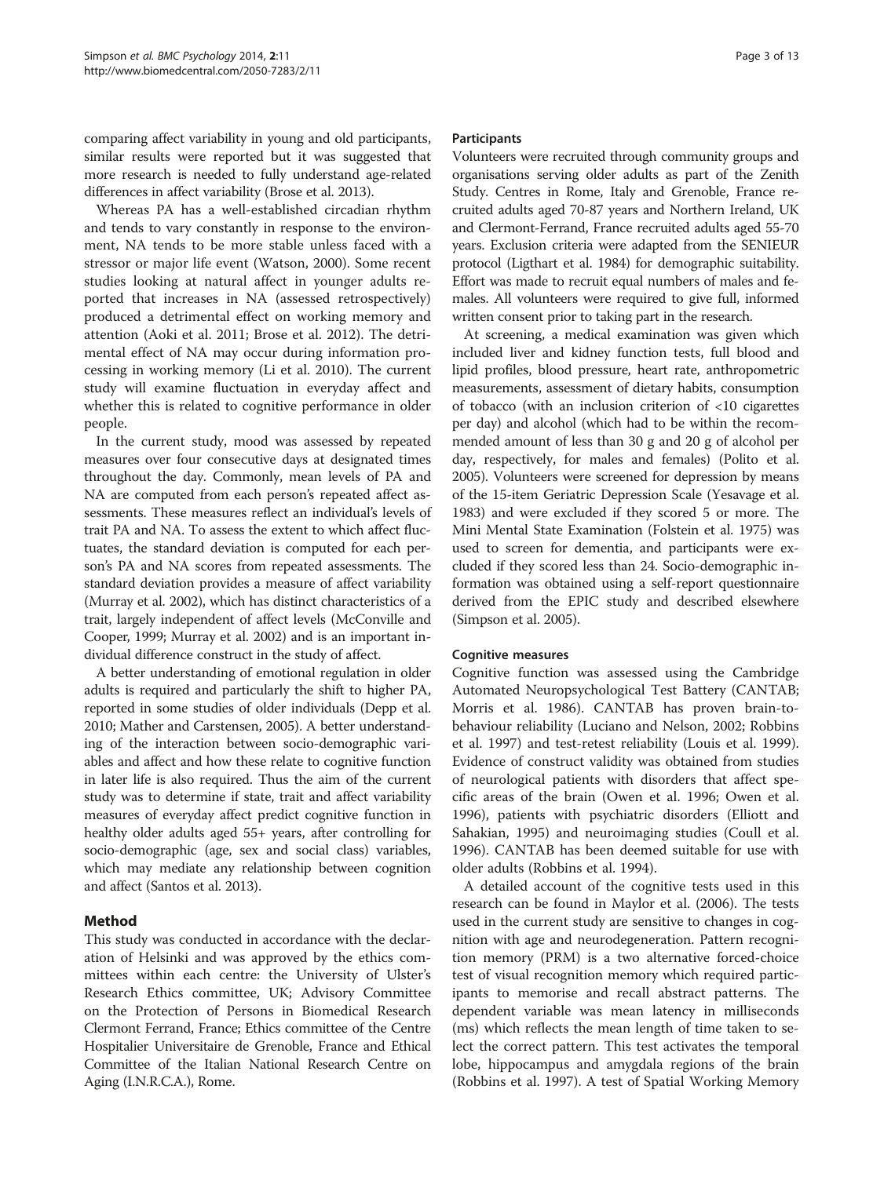comparing affect variability in young and old participants, similar results were reported but it was suggested that more research is needed to fully understand age-related differences in affect variability (Brose et al. 2013).

Whereas PA has a well-established circadian rhythm and tends to vary constantly in response to the environment, NA tends to be more stable unless faced with a stressor or major life event (Watson, 2000). Some recent studies looking at natural affect in younger adults reported that increases in NA (assessed retrospectively) produced a detrimental effect on working memory and attention (Aoki et al. 2011; Brose et al. 2012). The detrimental effect of NA may occur during information processing in working memory (Li et al. 2010). The current study will examine fluctuation in everyday affect and whether this is related to cognitive performance in older people.

In the current study, mood was assessed by repeated measures over four consecutive days at designated times throughout the day. Commonly, mean levels of PA and NA are computed from each person's repeated affect assessments. These measures reflect an individual's levels of trait PA and NA. To assess the extent to which affect fluctuates, the standard deviation is computed for each person's PA and NA scores from repeated assessments. The standard deviation provides a measure of affect variability (Murray et al. 2002), which has distinct characteristics of a trait, largely independent of affect levels (McConville and Cooper, 1999; Murray et al. 2002) and is an important individual difference construct in the study of affect.

A better understanding of emotional regulation in older adults is required and particularly the shift to higher PA, reported in some studies of older individuals (Depp et al. 2010; Mather and Carstensen, 2005). A better understanding of the interaction between socio-demographic variables and affect and how these relate to cognitive function in later life is also required. Thus the aim of the current study was to determine if state, trait and affect variability measures of everyday affect predict cognitive function in healthy older adults aged 55+ years, after controlling for socio-demographic (age, sex and social class) variables, which may mediate any relationship between cognition and affect (Santos et al. 2013).

## Method

This study was conducted in accordance with the declaration of Helsinki and was approved by the ethics committees within each centre: the University of Ulster's Research Ethics committee, UK; Advisory Committee on the Protection of Persons in Biomedical Research Clermont Ferrand, France; Ethics committee of the Centre Hospitalier Universitaire de Grenoble, France and Ethical Committee of the Italian National Research Centre on Aging (I.N.R.C.A.), Rome.

### Participants

Volunteers were recruited through community groups and organisations serving older adults as part of the Zenith Study. Centres in Rome, Italy and Grenoble, France recruited adults aged 70-87 years and Northern Ireland, UK and Clermont-Ferrand, France recruited adults aged 55-70 years. Exclusion criteria were adapted from the SENIEUR protocol (Ligthart et al. 1984) for demographic suitability. Effort was made to recruit equal numbers of males and females. All volunteers were required to give full, informed written consent prior to taking part in the research.

At screening, a medical examination was given which included liver and kidney function tests, full blood and lipid profiles, blood pressure, heart rate, anthropometric measurements, assessment of dietary habits, consumption of tobacco (with an inclusion criterion of <10 cigarettes per day) and alcohol (which had to be within the recommended amount of less than 30 g and 20 g of alcohol per day, respectively, for males and females) (Polito et al. 2005). Volunteers were screened for depression by means of the 15-item Geriatric Depression Scale (Yesavage et al. 1983) and were excluded if they scored 5 or more. The Mini Mental State Examination (Folstein et al. 1975) was used to screen for dementia, and participants were excluded if they scored less than 24. Socio-demographic information was obtained using a self-report questionnaire derived from the EPIC study and described elsewhere (Simpson et al. 2005).

### Cognitive measures

Cognitive function was assessed using the Cambridge Automated Neuropsychological Test Battery (CANTAB; Morris et al. 1986). CANTAB has proven brain-to-behaviour reliability (Luciano and Nelson, 2002; Robbins et al. 1997) and test-retest reliability (Louis et al. 1999). Evidence of construct validity was obtained from studies of neurological patients with disorders that affect specific areas of the brain (Owen et al. 1996; Owen et al. 1996), patients with psychiatric disorders (Elliott and Sahakian, 1995) and neuroimaging studies (Coull et al. 1996). CANTAB has been deemed suitable for use with older adults (Robbins et al. 1994).

A detailed account of the cognitive tests used in this research can be found in Maylor et al. (2006). The tests used in the current study are sensitive to changes in cognition with age and neurodegeneration. Pattern recognition memory (PRM) is a two alternative forced-choice test of visual recognition memory which required participants to memorise and recall abstract patterns. The dependent variable was mean latency in milliseconds (ms) which reflects the mean length of time taken to select the correct pattern. This test activates the temporal lobe, hippocampus and amygdala regions of the brain (Robbins et al. 1997). A test of Spatial Working Memory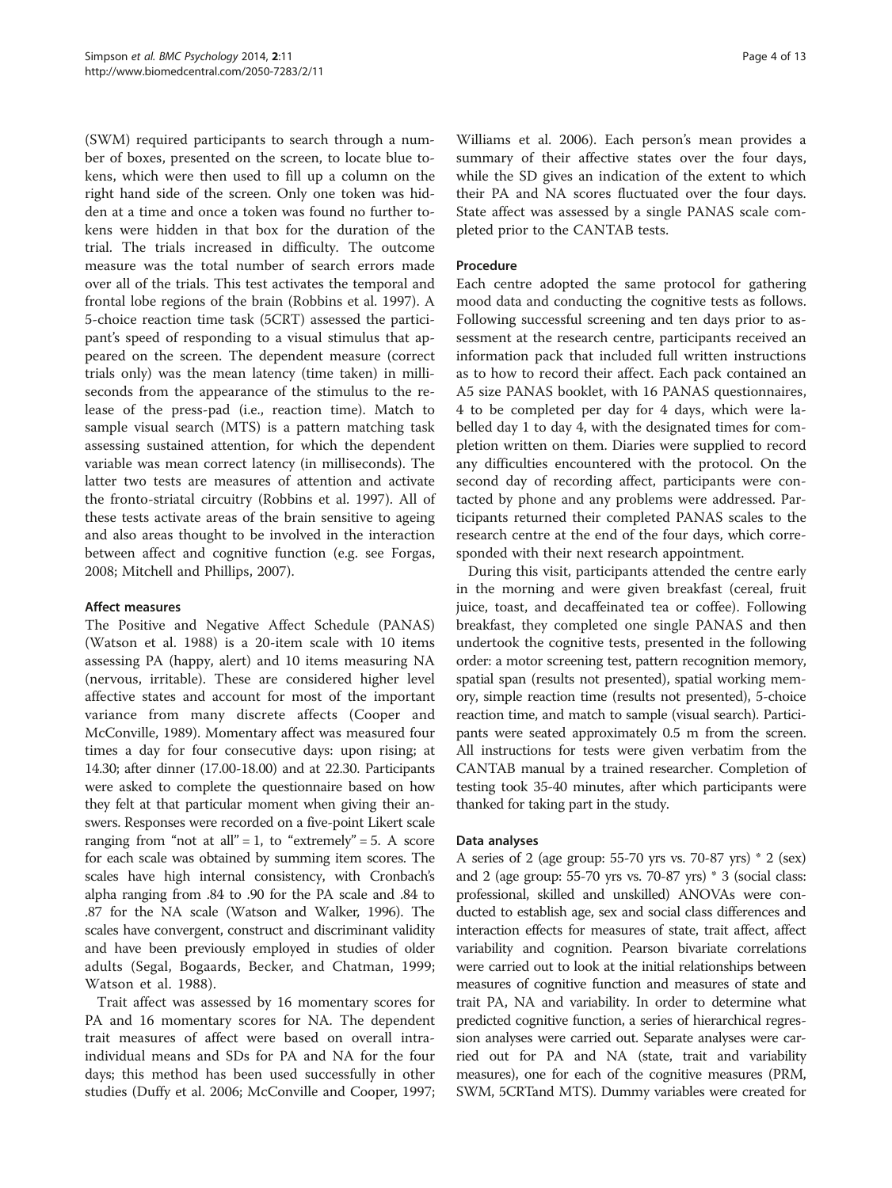(SWM) required participants to search through a number of boxes, presented on the screen, to locate blue tokens, which were then used to fill up a column on the right hand side of the screen. Only one token was hidden at a time and once a token was found no further tokens were hidden in that box for the duration of the trial. The trials increased in difficulty. The outcome measure was the total number of search errors made over all of the trials. This test activates the temporal and frontal lobe regions of the brain (Robbins et al. 1997). A 5-choice reaction time task (5CRT) assessed the participant's speed of responding to a visual stimulus that appeared on the screen. The dependent measure (correct trials only) was the mean latency (time taken) in milliseconds from the appearance of the stimulus to the release of the press-pad (i.e., reaction time). Match to sample visual search (MTS) is a pattern matching task assessing sustained attention, for which the dependent variable was mean correct latency (in milliseconds). The latter two tests are measures of attention and activate the fronto-striatal circuitry (Robbins et al. 1997). All of these tests activate areas of the brain sensitive to ageing and also areas thought to be involved in the interaction between affect and cognitive function (e.g. see Forgas, 2008; Mitchell and Phillips, 2007).

### Affect measures

The Positive and Negative Affect Schedule (PANAS) (Watson et al. 1988) is a 20-item scale with 10 items assessing PA (happy, alert) and 10 items measuring NA (nervous, irritable). These are considered higher level affective states and account for most of the important variance from many discrete affects (Cooper and McConville, 1989). Momentary affect was measured four times a day for four consecutive days: upon rising; at 14.30; after dinner (17.00-18.00) and at 22.30. Participants were asked to complete the questionnaire based on how they felt at that particular moment when giving their answers. Responses were recorded on a five-point Likert scale ranging from "not at all" = 1, to "extremely" = 5. A score for each scale was obtained by summing item scores. The scales have high internal consistency, with Cronbach's alpha ranging from .84 to .90 for the PA scale and .84 to .87 for the NA scale (Watson and Walker, 1996). The scales have convergent, construct and discriminant validity and have been previously employed in studies of older adults (Segal, Bogaards, Becker, and Chatman, 1999; Watson et al. 1988).

Trait affect was assessed by 16 momentary scores for PA and 16 momentary scores for NA. The dependent trait measures of affect were based on overall intra-individual means and SDs for PA and NA for the four days; this method has been used successfully in other studies (Duffy et al. 2006; McConville and Cooper, 1997; Williams et al. 2006). Each person's mean provides a summary of their affective states over the four days, while the SD gives an indication of the extent to which their PA and NA scores fluctuated over the four days. State affect was assessed by a single PANAS scale completed prior to the CANTAB tests.

### Procedure

Each centre adopted the same protocol for gathering mood data and conducting the cognitive tests as follows. Following successful screening and ten days prior to assessment at the research centre, participants received an information pack that included full written instructions as to how to record their affect. Each pack contained an A5 size PANAS booklet, with 16 PANAS questionnaires, 4 to be completed per day for 4 days, which were labelled day 1 to day 4, with the designated times for completion written on them. Diaries were supplied to record any difficulties encountered with the protocol. On the second day of recording affect, participants were contacted by phone and any problems were addressed. Participants returned their completed PANAS scales to the research centre at the end of the four days, which corresponded with their next research appointment.

During this visit, participants attended the centre early in the morning and were given breakfast (cereal, fruit juice, toast, and decaffeinated tea or coffee). Following breakfast, they completed one single PANAS and then undertook the cognitive tests, presented in the following order: a motor screening test, pattern recognition memory, spatial span (results not presented), spatial working memory, simple reaction time (results not presented), 5-choice reaction time, and match to sample (visual search). Participants were seated approximately 0.5 m from the screen. All instructions for tests were given verbatim from the CANTAB manual by a trained researcher. Completion of testing took 35-40 minutes, after which participants were thanked for taking part in the study.

### Data analyses

A series of 2 (age group: 55-70 yrs vs. 70-87 yrs) * 2 (sex) and 2 (age group: 55-70 yrs vs. 70-87 yrs) * 3 (social class: professional, skilled and unskilled) ANOVAs were conducted to establish age, sex and social class differences and interaction effects for measures of state, trait affect, affect variability and cognition. Pearson bivariate correlations were carried out to look at the initial relationships between measures of cognitive function and measures of state and trait PA, NA and variability. In order to determine what predicted cognitive function, a series of hierarchical regression analyses were carried out. Separate analyses were carried out for PA and NA (state, trait and variability measures), one for each of the cognitive measures (PRM, SWM, 5CRTand MTS). Dummy variables were created for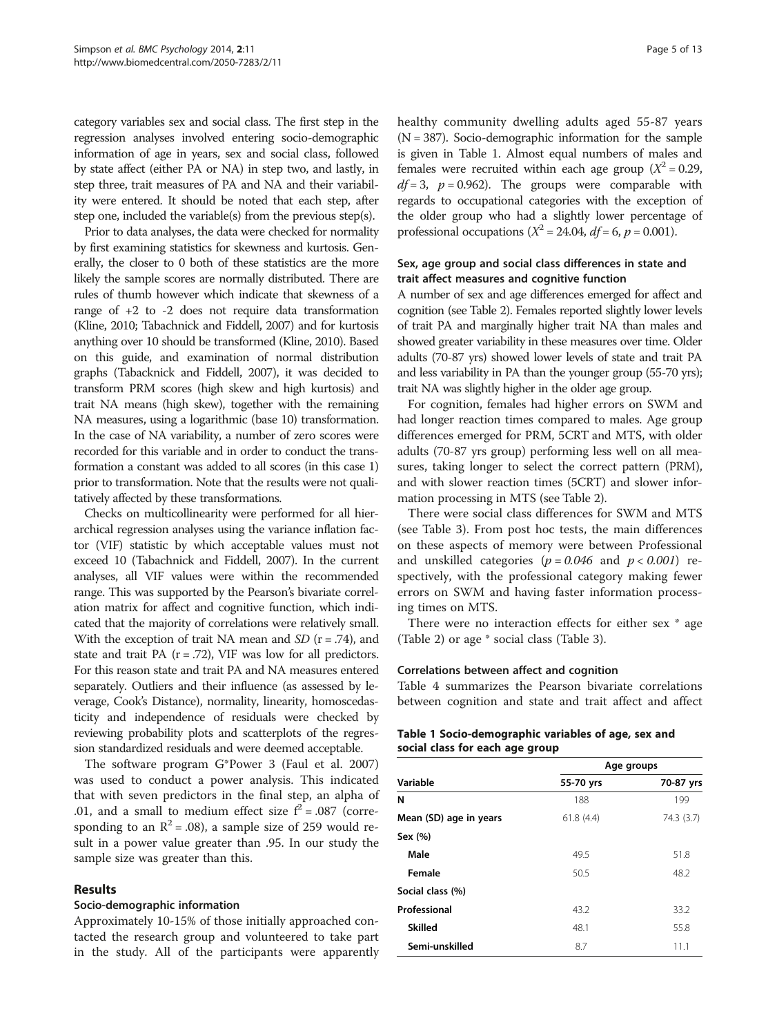category variables sex and social class. The first step in the regression analyses involved entering socio-demographic information of age in years, sex and social class, followed by state affect (either PA or NA) in step two, and lastly, in step three, trait measures of PA and NA and their variability were entered. It should be noted that each step, after step one, included the variable(s) from the previous step(s).

Prior to data analyses, the data were checked for normality by first examining statistics for skewness and kurtosis. Generally, the closer to 0 both of these statistics are the more likely the sample scores are normally distributed. There are rules of thumb however which indicate that skewness of a range of +2 to -2 does not require data transformation (Kline, 2010; Tabachnick and Fiddell, 2007) and for kurtosis anything over 10 should be transformed (Kline, 2010). Based on this guide, and examination of normal distribution graphs (Tabacknick and Fiddell, 2007), it was decided to transform PRM scores (high skew and high kurtosis) and trait NA means (high skew), together with the remaining NA measures, using a logarithmic (base 10) transformation. In the case of NA variability, a number of zero scores were recorded for this variable and in order to conduct the transformation a constant was added to all scores (in this case 1) prior to transformation. Note that the results were not qualitatively affected by these transformations.

Checks on multicollinearity were performed for all hierarchical regression analyses using the variance inflation factor (VIF) statistic by which acceptable values must not exceed 10 (Tabachnick and Fiddell, 2007). In the current analyses, all VIF values were within the recommended range. This was supported by the Pearson's bivariate correlation matrix for affect and cognitive function, which indicated that the majority of correlations were relatively small. With the exception of trait NA mean and *SD* ($r = .74$), and state and trait PA ($r = .72$), VIF was low for all predictors. For this reason state and trait PA and NA measures entered separately. Outliers and their influence (as assessed by leverage, Cook's Distance), normality, linearity, homoscedasticity and independence of residuals were checked by reviewing probability plots and scatterplots of the regression standardized residuals and were deemed acceptable.

The software program G*Power 3 (Faul et al. 2007) was used to conduct a power analysis. This indicated that with seven predictors in the final step, an alpha of .01, and a small to medium effect size $f^2 = .087$ (corresponding to an $R^2 = .08$), a sample size of 259 would result in a power value greater than .95. In our study the sample size was greater than this.

## Results

### Socio-demographic information

Approximately 10-15% of those initially approached contacted the research group and volunteered to take part in the study. All of the participants were apparently healthy community dwelling adults aged 55-87 years ($N = 387$). Socio-demographic information for the sample is given in Table 1. Almost equal numbers of males and females were recruited within each age group ($X^2 = 0.29$, $df = 3$, $p = 0.962$). The groups were comparable with regards to occupational categories with the exception of the older group who had a slightly lower percentage of professional occupations ($X^2 = 24.04$, $df = 6$, $p = 0.001$).

### Sex, age group and social class differences in state and trait affect measures and cognitive function

A number of sex and age differences emerged for affect and cognition (see Table 2). Females reported slightly lower levels of trait PA and marginally higher trait NA than males and showed greater variability in these measures over time. Older adults (70-87 yrs) showed lower levels of state and trait PA and less variability in PA than the younger group (55-70 yrs); trait NA was slightly higher in the older age group.

For cognition, females had higher errors on SWM and had longer reaction times compared to males. Age group differences emerged for PRM, 5CRT and MTS, with older adults (70-87 yrs group) performing less well on all measures, taking longer to select the correct pattern (PRM), and with slower reaction times (5CRT) and slower information processing in MTS (see Table 2).

There were social class differences for SWM and MTS (see Table 3). From post hoc tests, the main differences on these aspects of memory were between Professional and unskilled categories ($p = 0.046$ and $p < 0.001$) respectively, with the professional category making fewer errors on SWM and having faster information processing times on MTS.

There were no interaction effects for either sex * age (Table 2) or age * social class (Table 3).

### Correlations between affect and cognition

Table 4 summarizes the Pearson bivariate correlations between cognition and state and trait affect and affect

**Table 1 Socio-demographic variables of age, sex and social class for each age group**

| | Age groups | |
|---|---|---|
| **Variable** | **55-70 yrs** | **70-87 yrs** |
| **N** | 188 | 199 |
| **Mean (SD) age in years** | 61.8 (4.4) | 74.3 (3.7) |
| **Sex (%)** | | |
| **Male** | 49.5 | 51.8 |
| **Female** | 50.5 | 48.2 |
| **Social class (%)** | | |
| **Professional** | 43.2 | 33.2 |
| **Skilled** | 48.1 | 55.8 |
| **Semi-unskilled** | 8.7 | 11.1 |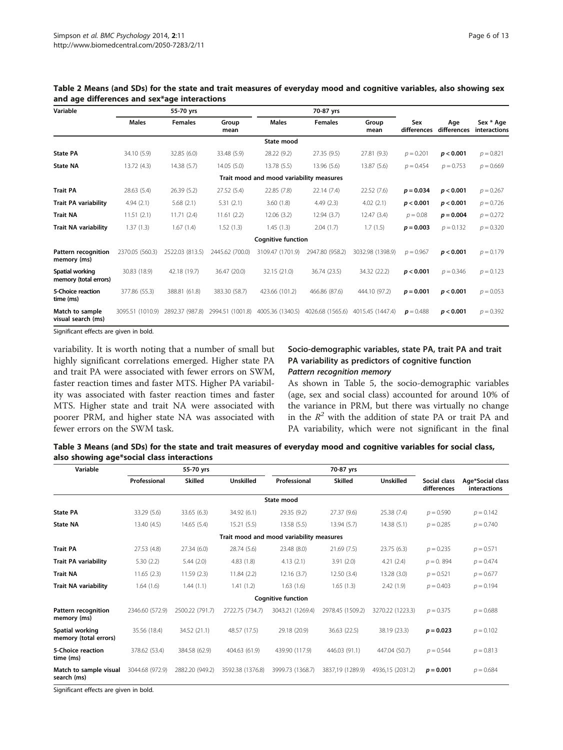**Table 2 Means (and SDs) for the state and trait measures of everyday mood and cognitive variables, also showing sex and age differences and sex*age interactions**

| Variable | 55-70 yrs | | | 70-87 yrs | | | Sex differences | Age differences | Sex * Age interactions |
|---|---|---|---|---|---|---|---|---|---|
| | Males | Females | Group mean | Males | Females | Group mean | | | |
| **State mood** | | | | | | | | | |
| **State PA** | 34.10 (5.9) | 32.85 (6.0) | 33.48 (5.9) | 28.22 (9.2) | 27.35 (9.5) | 27.81 (9.3) | $p = 0.201$ | $\mathbf{p < 0.001}$ | $p = 0.821$ |
| **State NA** | 13.72 (4.3) | 14.38 (5.7) | 14.05 (5.0) | 13.78 (5.5) | 13.96 (5.6) | 13.87 (5.6) | $p = 0.454$ | $p = 0.753$ | $p = 0.669$ |
| **Trait mood and mood variability measures** | | | | | | | | | |
| **Trait PA** | 28.63 (5.4) | 26.39 (5.2) | 27.52 (5.4) | 22.85 (7.8) | 22.14 (7.4) | 22.52 (7.6) | $\mathbf{p = 0.034}$ | $\mathbf{p < 0.001}$ | $p = 0.267$ |
| **Trait PA variability** | 4.94 (2.1) | 5.68 (2.1) | 5.31 (2.1) | 3.60 (1.8) | 4.49 (2.3) | 4.02 (2.1) | $\mathbf{p < 0.001}$ | $\mathbf{p < 0.001}$ | $p = 0.726$ |
| **Trait NA** | 11.51 (2.1) | 11.71 (2.4) | 11.61 (2.2) | 12.06 (3.2) | 12.94 (3.7) | 12.47 (3.4) | $p = 0.08$ | $\mathbf{p = 0.004}$ | $p = 0.272$ |
| **Trait NA variability** | 1.37 (1.3) | 1.67 (1.4) | 1.52 (1.3) | 1.45 (1.3) | 2.04 (1.7) | 1.7 (1.5) | $\mathbf{p = 0.003}$ | $p = 0.132$ | $p = 0.320$ |
| **Cognitive function** | | | | | | | | | |
| **Pattern recognition memory (ms)** | 2370.05 (560.3) | 2522.03 (813.5) | 2445.62 (700.0) | 3109.47 (1701.9) | 2947.80 (958.2) | 3032.98 (1398.9) | $p = 0.967$ | $\mathbf{p < 0.001}$ | $p = 0.179$ |
| **Spatial working memory (total errors)** | 30.83 (18.9) | 42.18 (19.7) | 36.47 (20.0) | 32.15 (21.0) | 36.74 (23.5) | 34.32 (22.2) | $\mathbf{p < 0.001}$ | $p = 0.346$ | $p = 0.123$ |
| **5-Choice reaction time (ms)** | 377.86 (55.3) | 388.81 (61.8) | 383.30 (58.7) | 423.66 (101.2) | 466.86 (87.6) | 444.10 (97.2) | $\mathbf{p = 0.001}$ | $\mathbf{p < 0.001}$ | $p = 0.053$ |
| **Match to sample visual search (ms)** | 3095.51 (1010.9) | 2892.37 (987.8) | 2994.51 (1001.8) | 4005.36 (1340.5) | 4026.68 (1565.6) | 4015.45 (1447.4) | $p = 0.488$ | $\mathbf{p < 0.001}$ | $p = 0.392$ |

Significant effects are given in bold.

variability. It is worth noting that a number of small but highly significant correlations emerged. Higher state PA and trait PA were associated with fewer errors on SWM, faster reaction times and faster MTS. Higher PA variability was associated with faster reaction times and faster MTS. Higher state and trait NA were associated with poorer PRM, and higher state NA was associated with fewer errors on the SWM task.

### Socio-demographic variables, state PA, trait PA and trait PA variability as predictors of cognitive function

#### *Pattern recognition memory*

As shown in Table 5, the socio-demographic variables (age, sex and social class) accounted for around 10% of the variance in PRM, but there was virtually no change in the $R^2$ with the addition of state PA or trait PA and PA variability, which were not significant in the final

**Table 3 Means (and SDs) for the state and trait measures of everyday mood and cognitive variables for social class, also showing age*social class interactions**

| Variable | 55-70 yrs | | | 70-87 yrs | | | Social class differences | Age*Social class interactions |
|---|---|---|---|---|---|---|---|---|
| | Professional | Skilled | Unskilled | Professional | Skilled | Unskilled | | |
| **State mood** | | | | | | | | |
| **State PA** | 33.29 (5.6) | 33.65 (6.3) | 34.92 (6.1) | 29.35 (9.2) | 27.37 (9.6) | 25.38 (7.4) | $p = 0.590$ | $p = 0.142$ |
| **State NA** | 13.40 (4.5) | 14.65 (5.4) | 15.21 (5.5) | 13.58 (5.5) | 13.94 (5.7) | 14.38 (5.1) | $p = 0.285$ | $p = 0.740$ |
| **Trait mood and mood variability measures** | | | | | | | | |
| **Trait PA** | 27.53 (4.8) | 27.34 (6.0) | 28.74 (5.6) | 23.48 (8.0) | 21.69 (7.5) | 23.75 (6.3) | $p = 0.235$ | $p = 0.571$ |
| **Trait PA variability** | 5.30 (2.2) | 5.44 (2.0) | 4.83 (1.8) | 4.13 (2.1) | 3.91 (2.0) | 4.21 (2.4) | $p = 0.894$ | $p = 0.474$ |
| **Trait NA** | 11.65 (2.3) | 11.59 (2.3) | 11.84 (2.2) | 12.16 (3.7) | 12.50 (3.4) | 13.28 (3.0) | $p = 0.521$ | $p = 0.677$ |
| **Trait NA variability** | 1.64 (1.6) | 1.44 (1.1) | 1.41 (1.2) | 1.63 (1.6) | 1.65 (1.3) | 2.42 (1.9) | $p = 0.403$ | $p = 0.194$ |
| **Cognitive function** | | | | | | | | |
| **Pattern recognition memory (ms)** | 2346.60 (572.9) | 2500.22 (791.7) | 2722.75 (734.7) | 3043.21 (1269.4) | 2978.45 (1509.2) | 3270.22 (1223.3) | $p = 0.375$ | $p = 0.688$ |
| **Spatial working memory (total errors)** | 35.56 (18.4) | 34.52 (21.1) | 48.57 (17.5) | 29.18 (20.9) | 36.63 (22.5) | 38.19 (23.3) | $\mathbf{p = 0.023}$ | $p = 0.102$ |
| **5-Choice reaction time (ms)** | 378.62 (53.4) | 384.58 (62.9) | 404.63 (61.9) | 439.90 (117.9) | 446.03 (91.1) | 447.04 (50.7) | $p = 0.544$ | $p = 0.813$ |
| **Match to sample visual search (ms)** | 3044.68 (972.9) | 2882.20 (949.2) | 3592.38 (1376.8) | 3999.73 (1368.7) | 3837,19 (1289.9) | 4936,15 (2031.2) | $\mathbf{p = 0.001}$ | $p = 0.684$ |

Significant effects are given in bold.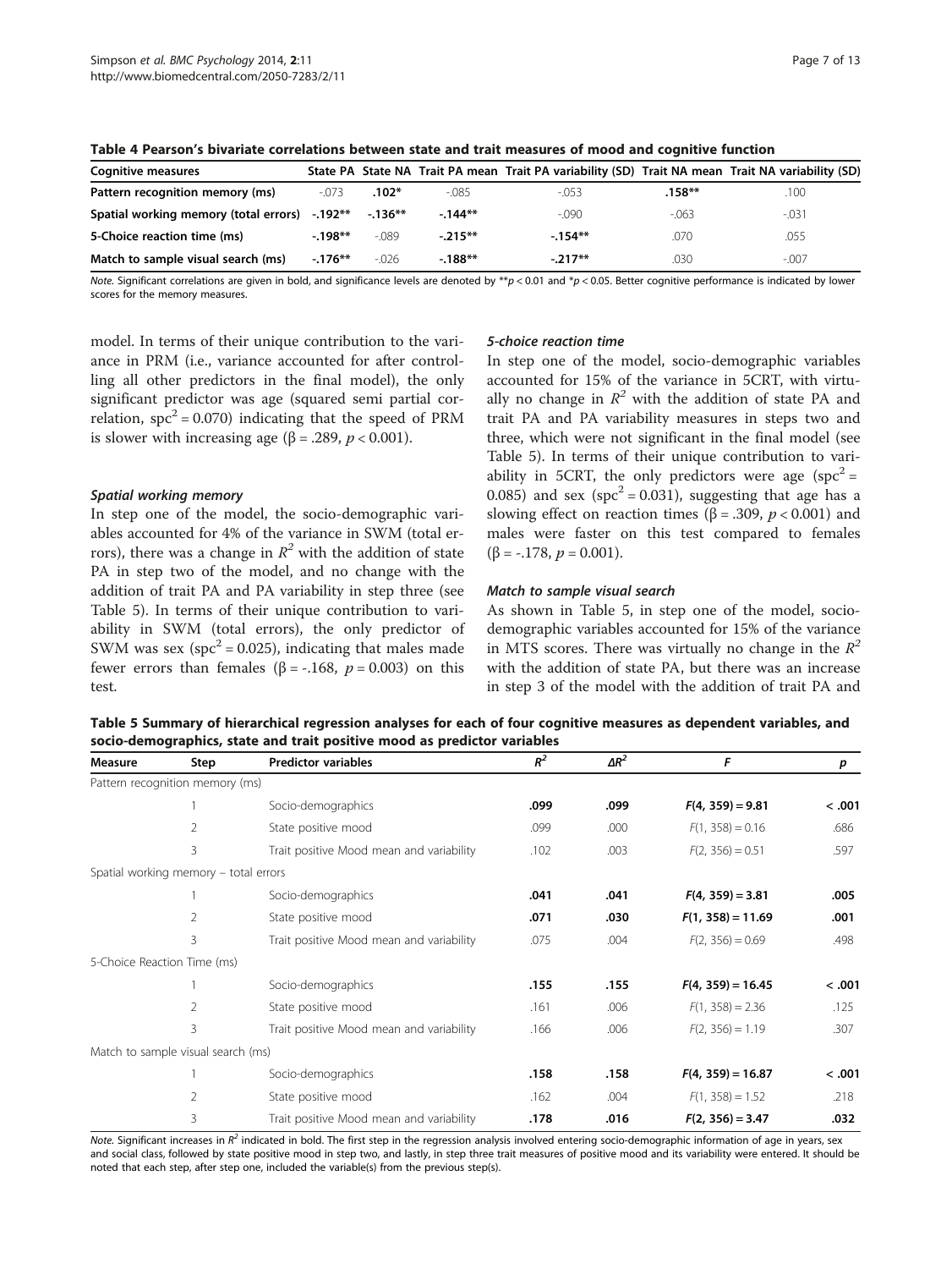**Table 4 Pearson's bivariate correlations between state and trait measures of mood and cognitive function**

| Cognitive measures | State PA | State NA | Trait PA mean | Trait PA variability (SD) | Trait NA mean | Trait NA variability (SD) |
|---|---|---|---|---|---|---|
| Pattern recognition memory (ms) | -.073 | **.102*** | -.085 | -.053 | **.158**** | .100 |
| Spatial working memory (total errors) | **-.192**** | **-.136**** | **-.144**** | -.090 | -.063 | -.031 |
| 5-Choice reaction time (ms) | **-.198**** | -.089 | **-.215**** | **-.154**** | .070 | .055 |
| Match to sample visual search (ms) | **-.176**** | -.026 | **-.188**** | **-.217**** | .030 | -.007 |

*Note.* Significant correlations are given in bold, and significance levels are denoted by ** $p < 0.01$ and * $p < 0.05$. Better cognitive performance is indicated by lower scores for the memory measures.

model. In terms of their unique contribution to the variance in PRM (i.e., variance accounted for after controlling all other predictors in the final model), the only significant predictor was age (squared semi partial correlation, $spc^2 = 0.070$) indicating that the speed of PRM is slower with increasing age ($\beta = .289$, $p < 0.001$).

#### Spatial working memory

In step one of the model, the socio-demographic variables accounted for 4% of the variance in SWM (total errors), there was a change in $R^2$ with the addition of state PA in step two of the model, and no change with the addition of trait PA and PA variability in step three (see Table 5). In terms of their unique contribution to variability in SWM (total errors), the only predictor of SWM was sex ($spc^2 = 0.025$), indicating that males made fewer errors than females ($\beta = -.168$, $p = 0.003$) on this test.

#### 5-choice reaction time

In step one of the model, socio-demographic variables accounted for 15% of the variance in 5CRT, with virtually no change in $R^2$ with the addition of state PA and trait PA and PA variability measures in steps two and three, which were not significant in the final model (see Table 5). In terms of their unique contribution to variability in 5CRT, the only predictors were age ($spc^2 = 0.085$) and sex ($spc^2 = 0.031$), suggesting that age has a slowing effect on reaction times ($\beta = .309$, $p < 0.001$) and males were faster on this test compared to females ($\beta = -.178$, $p = 0.001$).

#### Match to sample visual search

As shown in Table 5, in step one of the model, socio-demographic variables accounted for 15% of the variance in MTS scores. There was virtually no change in the $R^2$ with the addition of state PA, but there was an increase in step 3 of the model with the addition of trait PA and

**Table 5 Summary of hierarchical regression analyses for each of four cognitive measures as dependent variables, and socio-demographics, state and trait positive mood as predictor variables**

| Measure | Step | Predictor variables | $R^2$ | $\Delta R^2$ | $F$ | $p$ |
|---|---|---|---|---|---|---|
| Pattern recognition memory (ms) | | | | | | |
| | 1 | Socio-demographics | **.099** | **.099** | **$F(4, 359) = 9.81$** | **< .001** |
| | 2 | State positive mood | .099 | .000 | $F(1, 358) = 0.16$ | .686 |
| | 3 | Trait positive Mood mean and variability | .102 | .003 | $F(2, 356) = 0.51$ | .597 |
| Spatial working memory – total errors | | | | | | |
| | 1 | Socio-demographics | **.041** | **.041** | **$F(4, 359) = 3.81$** | **.005** |
| | 2 | State positive mood | **.071** | **.030** | **$F(1, 358) = 11.69$** | **.001** |
| | 3 | Trait positive Mood mean and variability | .075 | .004 | $F(2, 356) = 0.69$ | .498 |
| 5-Choice Reaction Time (ms) | | | | | | |
| | 1 | Socio-demographics | **.155** | **.155** | **$F(4, 359) = 16.45$** | **< .001** |
| | 2 | State positive mood | .161 | .006 | $F(1, 358) = 2.36$ | .125 |
| | 3 | Trait positive Mood mean and variability | .166 | .006 | $F(2, 356) = 1.19$ | .307 |
| Match to sample visual search (ms) | | | | | | |
| | 1 | Socio-demographics | **.158** | **.158** | **$F(4, 359) = 16.87$** | **< .001** |
| | 2 | State positive mood | .162 | .004 | $F(1, 358) = 1.52$ | .218 |
| | 3 | Trait positive Mood mean and variability | **.178** | **.016** | **$F(2, 356) = 3.47$** | **.032** |

*Note.* Significant increases in $R^2$ indicated in bold. The first step in the regression analysis involved entering socio-demographic information of age in years, sex and social class, followed by state positive mood in step two, and lastly, in step three trait measures of positive mood and its variability were entered. It should be noted that each step, after step one, included the variable(s) from the previous step(s).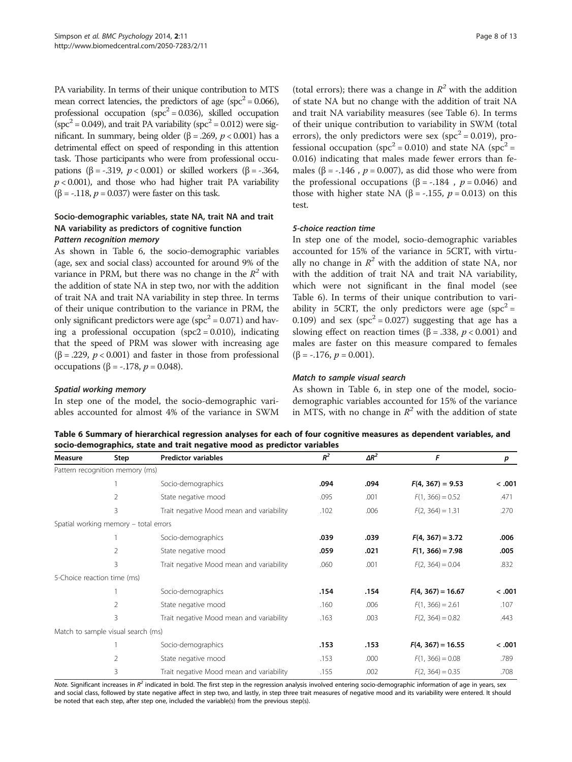PA variability. In terms of their unique contribution to MTS mean correct latencies, the predictors of age ($spc^2 = 0.066$), professional occupation ($spc^2 = 0.036$), skilled occupation ($spc^2 = 0.049$), and trait PA variability ($spc^2 = 0.012$) were significant. In summary, being older ($\beta = .269$, $p < 0.001$) has a detrimental effect on speed of responding in this attention task. Those participants who were from professional occupations ($\beta = -.319$, $p < 0.001$) or skilled workers ($\beta = -.364$, $p < 0.001$), and those who had higher trait PA variability ($\beta = -.118$, $p = 0.037$) were faster on this task.

### Socio-demographic variables, state NA, trait NA and trait NA variability as predictors of cognitive function

#### *Pattern recognition memory*

As shown in Table 6, the socio-demographic variables (age, sex and social class) accounted for around 9% of the variance in PRM, but there was no change in the $R^2$ with the addition of state NA in step two, nor with the addition of trait NA and trait NA variability in step three. In terms of their unique contribution to the variance in PRM, the only significant predictors were age ($spc^2 = 0.071$) and having a professional occupation (spc2 = 0.010), indicating that the speed of PRM was slower with increasing age ($\beta = .229$, $p < 0.001$) and faster in those from professional occupations ($\beta = -.178$, $p = 0.048$).

#### *Spatial working memory*

In step one of the model, the socio-demographic variables accounted for almost 4% of the variance in SWM (total errors); there was a change in $R^2$ with the addition of state NA but no change with the addition of trait NA and trait NA variability measures (see Table 6). In terms of their unique contribution to variability in SWM (total errors), the only predictors were sex ($spc^2 = 0.019$), professional occupation ($spc^2 = 0.010$) and state NA ($spc^2 = 0.016$) indicating that males made fewer errors than females ($\beta = -.146$ , $p = 0.007$), as did those who were from the professional occupations ($\beta = -.184$ , $p = 0.046$) and those with higher state NA ($\beta = -.155$, $p = 0.013$) on this test.

#### *5-choice reaction time*

In step one of the model, socio-demographic variables accounted for 15% of the variance in 5CRT, with virtually no change in $R^2$ with the addition of state NA, nor with the addition of trait NA and trait NA variability, which were not significant in the final model (see Table 6). In terms of their unique contribution to variability in 5CRT, the only predictors were age ($spc^2 = 0.109$) and sex ($spc^2 = 0.027$) suggesting that age has a slowing effect on reaction times ($\beta = .338$, $p < 0.001$) and males are faster on this measure compared to females ($\beta = -.176$, $p = 0.001$).

#### *Match to sample visual search*

As shown in Table 6, in step one of the model, socio-demographic variables accounted for 15% of the variance in MTS, with no change in $R^2$ with the addition of state

**Table 6 Summary of hierarchical regression analyses for each of four cognitive measures as dependent variables, and socio-demographics, state and trait negative mood as predictor variables**

| Measure | Step | Predictor variables | $R^2$ | $\Delta R^2$ | $F$ | $p$ |
|---|---|---|---|---|---|---|
| Pattern recognition memory (ms) | | | | | | |
| | 1 | Socio-demographics | **.094** | **.094** | $\mathbf{F(4, 367) = 9.53}$ | **< .001** |
| | 2 | State negative mood | .095 | .001 | $F(1, 366) = 0.52$ | .471 |
| | 3 | Trait negative Mood mean and variability | .102 | .006 | $F(2, 364) = 1.31$ | .270 |
| Spatial working memory – total errors | | | | | | |
| | 1 | Socio-demographics | **.039** | **.039** | $\mathbf{F(4, 367) = 3.72}$ | **.006** |
| | 2 | State negative mood | **.059** | **.021** | $\mathbf{F(1, 366) = 7.98}$ | **.005** |
| | 3 | Trait negative Mood mean and variability | .060 | .001 | $F(2, 364) = 0.04$ | .832 |
| 5-Choice reaction time (ms) | | | | | | |
| | 1 | Socio-demographics | **.154** | **.154** | $\mathbf{F(4, 367) = 16.67}$ | **< .001** |
| | 2 | State negative mood | .160 | .006 | $F(1, 366) = 2.61$ | .107 |
| | 3 | Trait negative Mood mean and variability | .163 | .003 | $F(2, 364) = 0.82$ | .443 |
| Match to sample visual search (ms) | | | | | | |
| | 1 | Socio-demographics | **.153** | **.153** | $\mathbf{F(4, 367) = 16.55}$ | **< .001** |
| | 2 | State negative mood | .153 | .000 | $F(1, 366) = 0.08$ | .789 |
| | 3 | Trait negative Mood mean and variability | .155 | .002 | $F(2, 364) = 0.35$ | .708 |

*Note.* Significant increases in $R^2$ indicated in bold. The first step in the regression analysis involved entering socio-demographic information of age in years, sex and social class, followed by state negative affect in step two, and lastly, in step three trait measures of negative mood and its variability were entered. It should be noted that each step, after step one, included the variable(s) from the previous step(s).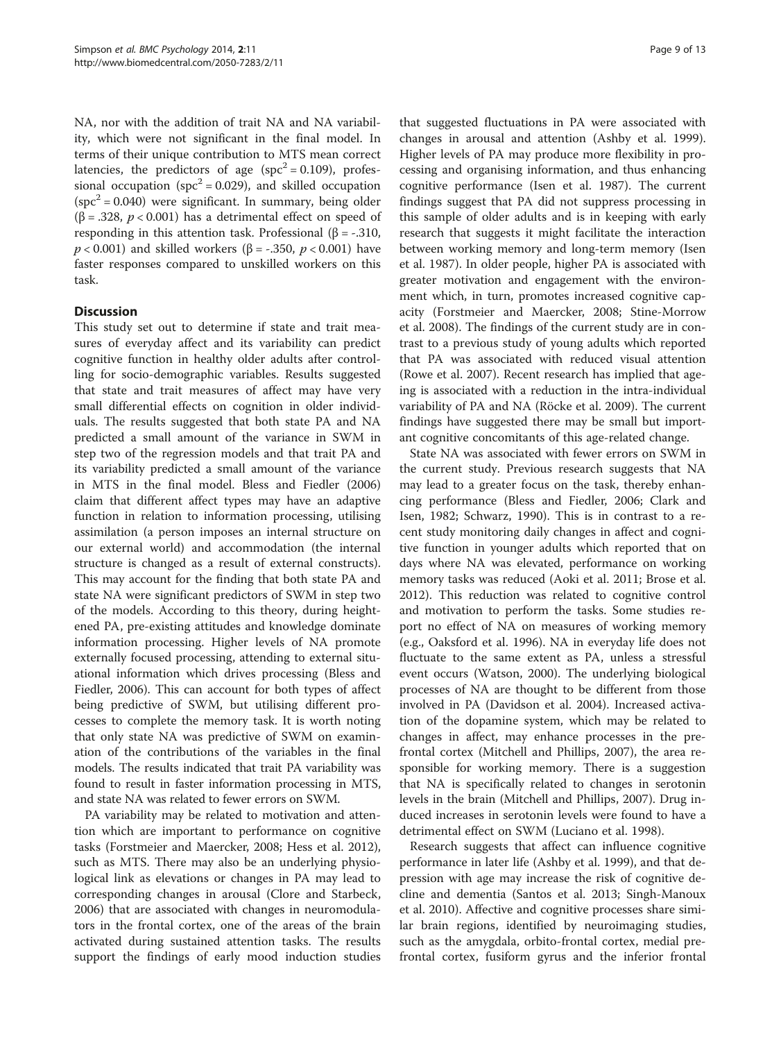NA, nor with the addition of trait NA and NA variability, which were not significant in the final model. In terms of their unique contribution to MTS mean correct latencies, the predictors of age ($spc^2 = 0.109$), professional occupation ($spc^2 = 0.029$), and skilled occupation ($spc^2 = 0.040$) were significant. In summary, being older ($\beta = .328$, $p < 0.001$) has a detrimental effect on speed of responding in this attention task. Professional ($\beta = -.310$, $p < 0.001$) and skilled workers ($\beta = -.350$, $p < 0.001$) have faster responses compared to unskilled workers on this task.

## Discussion

This study set out to determine if state and trait measures of everyday affect and its variability can predict cognitive function in healthy older adults after controlling for socio-demographic variables. Results suggested that state and trait measures of affect may have very small differential effects on cognition in older individuals. The results suggested that both state PA and NA predicted a small amount of the variance in SWM in step two of the regression models and that trait PA and its variability predicted a small amount of the variance in MTS in the final model. Bless and Fiedler (2006) claim that different affect types may have an adaptive function in relation to information processing, utilising assimilation (a person imposes an internal structure on our external world) and accommodation (the internal structure is changed as a result of external constructs). This may account for the finding that both state PA and state NA were significant predictors of SWM in step two of the models. According to this theory, during heightened PA, pre-existing attitudes and knowledge dominate information processing. Higher levels of NA promote externally focused processing, attending to external situational information which drives processing (Bless and Fiedler, 2006). This can account for both types of affect being predictive of SWM, but utilising different processes to complete the memory task. It is worth noting that only state NA was predictive of SWM on examination of the contributions of the variables in the final models. The results indicated that trait PA variability was found to result in faster information processing in MTS, and state NA was related to fewer errors on SWM.

PA variability may be related to motivation and attention which are important to performance on cognitive tasks (Forstmeier and Maercker, 2008; Hess et al. 2012), such as MTS. There may also be an underlying physiological link as elevations or changes in PA may lead to corresponding changes in arousal (Clore and Starbeck, 2006) that are associated with changes in neuromodulators in the frontal cortex, one of the areas of the brain activated during sustained attention tasks. The results support the findings of early mood induction studies that suggested fluctuations in PA were associated with changes in arousal and attention (Ashby et al. 1999). Higher levels of PA may produce more flexibility in processing and organising information, and thus enhancing cognitive performance (Isen et al. 1987). The current findings suggest that PA did not suppress processing in this sample of older adults and is in keeping with early research that suggests it might facilitate the interaction between working memory and long-term memory (Isen et al. 1987). In older people, higher PA is associated with greater motivation and engagement with the environment which, in turn, promotes increased cognitive capacity (Forstmeier and Maercker, 2008; Stine-Morrow et al. 2008). The findings of the current study are in contrast to a previous study of young adults which reported that PA was associated with reduced visual attention (Rowe et al. 2007). Recent research has implied that ageing is associated with a reduction in the intra-individual variability of PA and NA (Röcke et al. 2009). The current findings have suggested there may be small but important cognitive concomitants of this age-related change.

State NA was associated with fewer errors on SWM in the current study. Previous research suggests that NA may lead to a greater focus on the task, thereby enhancing performance (Bless and Fiedler, 2006; Clark and Isen, 1982; Schwarz, 1990). This is in contrast to a recent study monitoring daily changes in affect and cognitive function in younger adults which reported that on days where NA was elevated, performance on working memory tasks was reduced (Aoki et al. 2011; Brose et al. 2012). This reduction was related to cognitive control and motivation to perform the tasks. Some studies report no effect of NA on measures of working memory (e.g., Oaksford et al. 1996). NA in everyday life does not fluctuate to the same extent as PA, unless a stressful event occurs (Watson, 2000). The underlying biological processes of NA are thought to be different from those involved in PA (Davidson et al. 2004). Increased activation of the dopamine system, which may be related to changes in affect, may enhance processes in the prefrontal cortex (Mitchell and Phillips, 2007), the area responsible for working memory. There is a suggestion that NA is specifically related to changes in serotonin levels in the brain (Mitchell and Phillips, 2007). Drug induced increases in serotonin levels were found to have a detrimental effect on SWM (Luciano et al. 1998).

Research suggests that affect can influence cognitive performance in later life (Ashby et al. 1999), and that depression with age may increase the risk of cognitive decline and dementia (Santos et al. 2013; Singh-Manoux et al. 2010). Affective and cognitive processes share similar brain regions, identified by neuroimaging studies, such as the amygdala, orbito-frontal cortex, medial prefrontal cortex, fusiform gyrus and the inferior frontal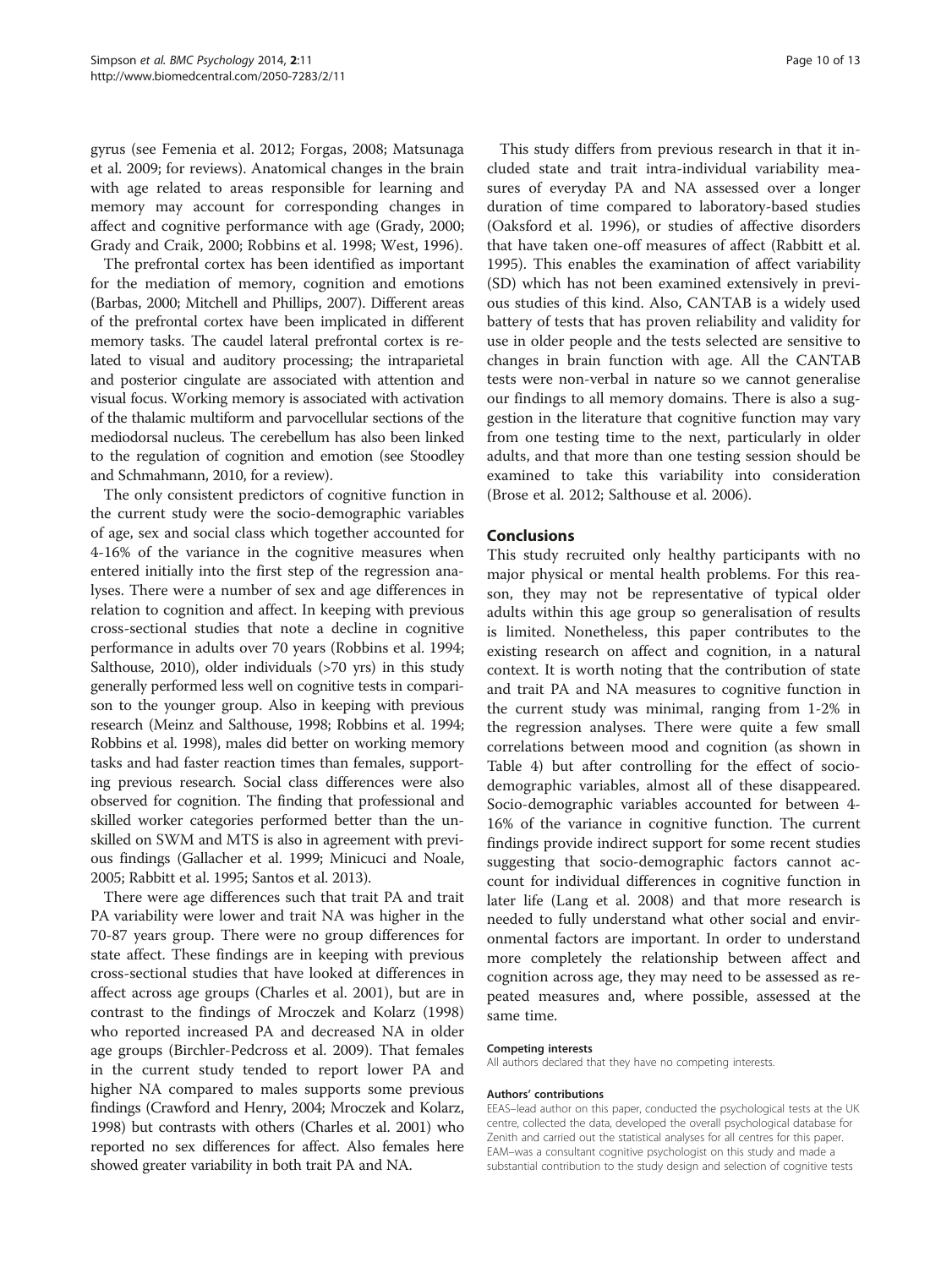gyrus (see Femenia et al. 2012; Forgas, 2008; Matsunaga et al. 2009; for reviews). Anatomical changes in the brain with age related to areas responsible for learning and memory may account for corresponding changes in affect and cognitive performance with age (Grady, 2000; Grady and Craik, 2000; Robbins et al. 1998; West, 1996).

The prefrontal cortex has been identified as important for the mediation of memory, cognition and emotions (Barbas, 2000; Mitchell and Phillips, 2007). Different areas of the prefrontal cortex have been implicated in different memory tasks. The caudel lateral prefrontal cortex is related to visual and auditory processing; the intraparietal and posterior cingulate are associated with attention and visual focus. Working memory is associated with activation of the thalamic multiform and parvocellular sections of the mediodorsal nucleus. The cerebellum has also been linked to the regulation of cognition and emotion (see Stoodley and Schmahmann, 2010, for a review).

The only consistent predictors of cognitive function in the current study were the socio-demographic variables of age, sex and social class which together accounted for 4-16% of the variance in the cognitive measures when entered initially into the first step of the regression analyses. There were a number of sex and age differences in relation to cognition and affect. In keeping with previous cross-sectional studies that note a decline in cognitive performance in adults over 70 years (Robbins et al. 1994; Salthouse, 2010), older individuals (>70 yrs) in this study generally performed less well on cognitive tests in comparison to the younger group. Also in keeping with previous research (Meinz and Salthouse, 1998; Robbins et al. 1994; Robbins et al. 1998), males did better on working memory tasks and had faster reaction times than females, supporting previous research. Social class differences were also observed for cognition. The finding that professional and skilled worker categories performed better than the unskilled on SWM and MTS is also in agreement with previous findings (Gallacher et al. 1999; Minicuci and Noale, 2005; Rabbitt et al. 1995; Santos et al. 2013).

There were age differences such that trait PA and trait PA variability were lower and trait NA was higher in the 70-87 years group. There were no group differences for state affect. These findings are in keeping with previous cross-sectional studies that have looked at differences in affect across age groups (Charles et al. 2001), but are in contrast to the findings of Mroczek and Kolarz (1998) who reported increased PA and decreased NA in older age groups (Birchler-Pedcross et al. 2009). That females in the current study tended to report lower PA and higher NA compared to males supports some previous findings (Crawford and Henry, 2004; Mroczek and Kolarz, 1998) but contrasts with others (Charles et al. 2001) who reported no sex differences for affect. Also females here showed greater variability in both trait PA and NA.

This study differs from previous research in that it included state and trait intra-individual variability measures of everyday PA and NA assessed over a longer duration of time compared to laboratory-based studies (Oaksford et al. 1996), or studies of affective disorders that have taken one-off measures of affect (Rabbitt et al. 1995). This enables the examination of affect variability (SD) which has not been examined extensively in previous studies of this kind. Also, CANTAB is a widely used battery of tests that has proven reliability and validity for use in older people and the tests selected are sensitive to changes in brain function with age. All the CANTAB tests were non-verbal in nature so we cannot generalise our findings to all memory domains. There is also a suggestion in the literature that cognitive function may vary from one testing time to the next, particularly in older adults, and that more than one testing session should be examined to take this variability into consideration (Brose et al. 2012; Salthouse et al. 2006).

## Conclusions

This study recruited only healthy participants with no major physical or mental health problems. For this reason, they may not be representative of typical older adults within this age group so generalisation of results is limited. Nonetheless, this paper contributes to the existing research on affect and cognition, in a natural context. It is worth noting that the contribution of state and trait PA and NA measures to cognitive function in the current study was minimal, ranging from 1-2% in the regression analyses. There were quite a few small correlations between mood and cognition (as shown in Table 4) but after controlling for the effect of socio-demographic variables, almost all of these disappeared. Socio-demographic variables accounted for between 4-16% of the variance in cognitive function. The current findings provide indirect support for some recent studies suggesting that socio-demographic factors cannot account for individual differences in cognitive function in later life (Lang et al. 2008) and that more research is needed to fully understand what other social and environmental factors are important. In order to understand more completely the relationship between affect and cognition across age, they may need to be assessed as repeated measures and, where possible, assessed at the same time.

#### Competing interests

All authors declared that they have no competing interests.

#### Authors' contributions

EEAS–lead author on this paper, conducted the psychological tests at the UK centre, collected the data, developed the overall psychological database for Zenith and carried out the statistical analyses for all centres for this paper. EAM–was a consultant cognitive psychologist on this study and made a substantial contribution to the study design and selection of cognitive tests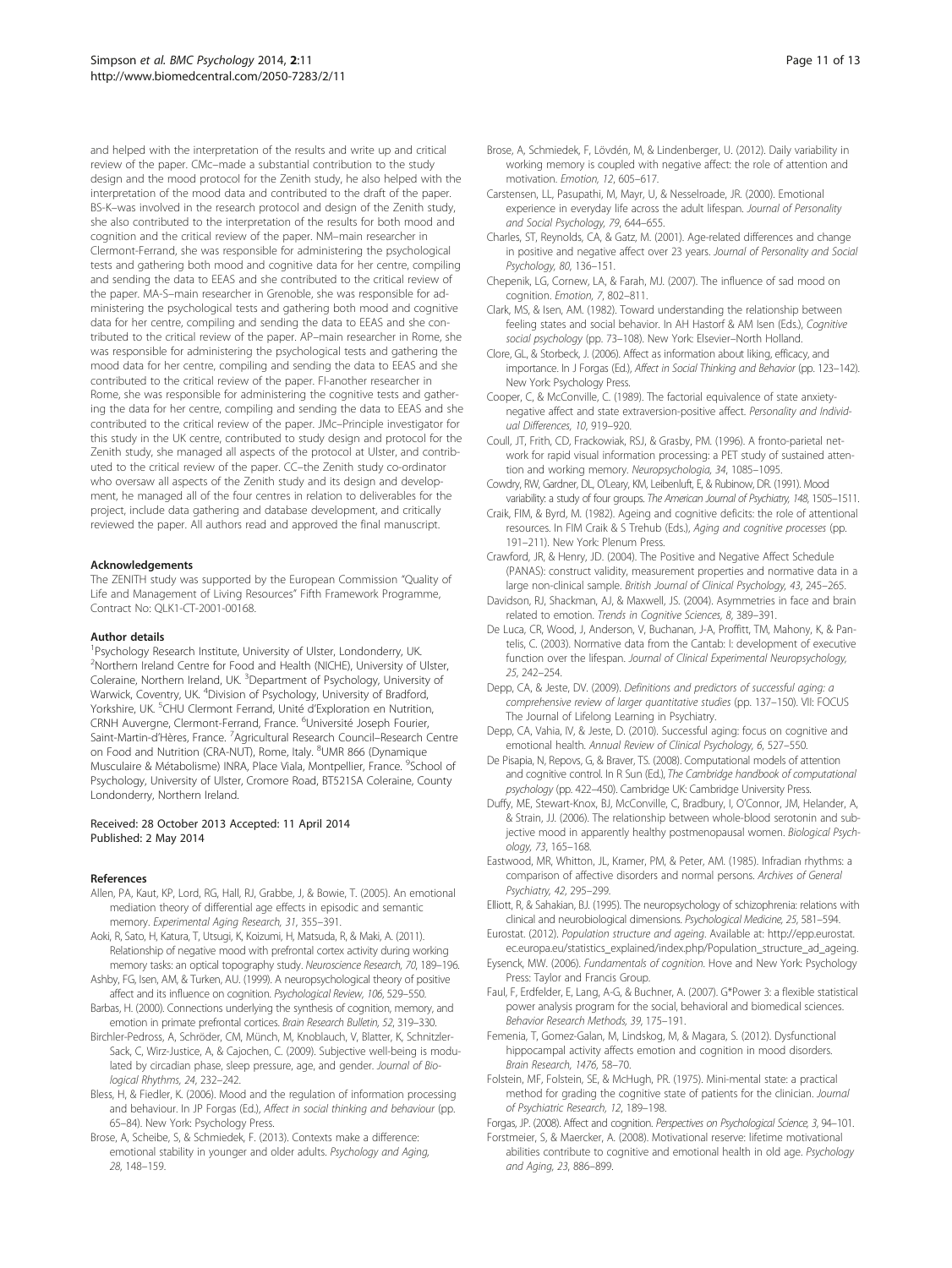and helped with the interpretation of the results and write up and critical review of the paper. CMc–made a substantial contribution to the study design and the mood protocol for the Zenith study, he also helped with the interpretation of the mood data and contributed to the draft of the paper. BS-K–was involved in the research protocol and design of the Zenith study, she also contributed to the interpretation of the results for both mood and cognition and the critical review of the paper. NM–main researcher in Clermont-Ferrand, she was responsible for administering the psychological tests and gathering both mood and cognitive data for her centre, compiling and sending the data to EEAS and she contributed to the critical review of the paper. MA-S–main researcher in Grenoble, she was responsible for administering the psychological tests and gathering both mood and cognitive data for her centre, compiling and sending the data to EEAS and she contributed to the critical review of the paper. AP–main researcher in Rome, she was responsible for administering the psychological tests and gathering the mood data for her centre, compiling and sending the data to EEAS and she contributed to the critical review of the paper. FI-another researcher in Rome, she was responsible for administering the cognitive tests and gathering the data for her centre, compiling and sending the data to EEAS and she contributed to the critical review of the paper. JMc–Principle investigator for this study in the UK centre, contributed to study design and protocol for the Zenith study, she managed all aspects of the protocol at Ulster, and contributed to the critical review of the paper. CC–the Zenith study co-ordinator who oversaw all aspects of the Zenith study and its design and development, he managed all of the four centres in relation to deliverables for the project, include data gathering and database development, and critically reviewed the paper. All authors read and approved the final manuscript.

#### Acknowledgements

The ZENITH study was supported by the European Commission "Quality of Life and Management of Living Resources" Fifth Framework Programme, Contract No: QLK1-CT-2001-00168.

#### Author details

[1]Psychology Research Institute, University of Ulster, Londonderry, UK. [2]Northern Ireland Centre for Food and Health (NICHE), University of Ulster, Coleraine, Northern Ireland, UK. [3]Department of Psychology, University of Warwick, Coventry, UK. [4]Division of Psychology, University of Bradford, Yorkshire, UK. [5]CHU Clermont Ferrand, Unité d'Exploration en Nutrition, CRNH Auvergne, Clermont-Ferrand, France. [6]Université Joseph Fourier, Saint-Martin-d'Hères, France. [7]Agricultural Research Council–Research Centre on Food and Nutrition (CRA-NUT), Rome, Italy. [8]UMR 866 (Dynamique Musculaire & Métabolisme) INRA, Place Viala, Montpellier, France. [9]School of Psychology, University of Ulster, Cromore Road, BT521SA Coleraine, County Londonderry, Northern Ireland.

Received: 28 October 2013 Accepted: 11 April 2014
Published: 2 May 2014

#### References

Allen, PA, Kaut, KP, Lord, RG, Hall, RJ, Grabbe, J, & Bowie, T. (2005). An emotional mediation theory of differential age effects in episodic and semantic memory. *Experimental Aging Research, 31*, 355–391.

Aoki, R, Sato, H, Katura, T, Utsugi, K, Koizumi, H, Matsuda, R, & Maki, A. (2011). Relationship of negative mood with prefrontal cortex activity during working memory tasks: an optical topography study. *Neuroscience Research, 70*, 189–196.

Ashby, FG, Isen, AM, & Turken, AU. (1999). A neuropsychological theory of positive affect and its influence on cognition. *Psychological Review, 106*, 529–550.

Barbas, H. (2000). Connections underlying the synthesis of cognition, memory, and emotion in primate prefrontal cortices. *Brain Research Bulletin, 52*, 319–330.

Birchler-Pedross, A, Schröder, CM, Münch, M, Knoblauch, V, Blatter, K, Schnitzler-Sack, C, Wirz-Justice, A, & Cajochen, C. (2009). Subjective well-being is modulated by circadian phase, sleep pressure, age, and gender. *Journal of Biological Rhythms, 24*, 232–242.

Bless, H, & Fiedler, K. (2006). Mood and the regulation of information processing and behaviour. In JP Forgas (Ed.), *Affect in social thinking and behaviour* (pp. 65–84). New York: Psychology Press.

Brose, A, Scheibe, S, & Schmiedek, F. (2013). Contexts make a difference: emotional stability in younger and older adults. *Psychology and Aging, 28*, 148–159.

Brose, A, Schmiedek, F, Lövdén, M, & Lindenberger, U. (2012). Daily variability in working memory is coupled with negative affect: the role of attention and motivation. *Emotion, 12*, 605–617.

Carstensen, LL, Pasupathi, M, Mayr, U, & Nesselroade, JR. (2000). Emotional experience in everyday life across the adult lifespan. *Journal of Personality and Social Psychology, 79*, 644–655.

Charles, ST, Reynolds, CA, & Gatz, M. (2001). Age-related differences and change in positive and negative affect over 23 years. *Journal of Personality and Social Psychology, 80*, 136–151.

Chepenik, LG, Cornew, LA, & Farah, MJ. (2007). The influence of sad mood on cognition. *Emotion, 7*, 802–811.

Clark, MS, & Isen, AM. (1982). Toward understanding the relationship between feeling states and social behavior. In AH Hastorf & AM Isen (Eds.), *Cognitive social psychology* (pp. 73–108). New York: Elsevier–North Holland.

Clore, GL, & Storbeck, J. (2006). Affect as information about liking, efficacy, and importance. In J Forgas (Ed.), *Affect in Social Thinking and Behavior* (pp. 123–142). New York: Psychology Press.

Cooper, C, & McConville, C. (1989). The factorial equivalence of state anxiety-negative affect and state extraversion-positive affect. *Personality and Individual Differences, 10*, 919–920.

Coull, JT, Frith, CD, Frackowiak, RSJ, & Grasby, PM. (1996). A fronto-parietal network for rapid visual information processing: a PET study of sustained attention and working memory. *Neuropsychologia, 34*, 1085–1095.

Cowdry, RW, Gardner, DL, O'Leary, KM, Leibenluft, E, & Rubinow, DR. (1991). Mood variability: a study of four groups. *The American Journal of Psychiatry, 148*, 1505–1511.

Craik, FIM, & Byrd, M. (1982). Ageing and cognitive deficits: the role of attentional resources. In FIM Craik & S Trehub (Eds.), *Aging and cognitive processes* (pp. 191–211). New York: Plenum Press.

Crawford, JR, & Henry, JD. (2004). The Positive and Negative Affect Schedule (PANAS): construct validity, measurement properties and normative data in a large non-clinical sample. *British Journal of Clinical Psychology, 43*, 245–265.

Davidson, RJ, Shackman, AJ, & Maxwell, JS. (2004). Asymmetries in face and brain related to emotion. *Trends in Cognitive Sciences, 8*, 389–391.

De Luca, CR, Wood, J, Anderson, V, Buchanan, J-A, Proffitt, TM, Mahony, K, & Pantelis, C. (2003). Normative data from the Cantab: I: development of executive function over the lifespan. *Journal of Clinical Experimental Neuropsychology, 25*, 242–254.

Depp, CA, & Jeste, DV. (2009). *Definitions and predictors of successful aging: a comprehensive review of larger quantitative studies* (pp. 137–150). VII: FOCUS The Journal of Lifelong Learning in Psychiatry.

Depp, CA, Vahia, IV, & Jeste, D. (2010). Successful aging: focus on cognitive and emotional health. *Annual Review of Clinical Psychology, 6*, 527–550.

De Pisapia, N, Repovs, G, & Braver, TS. (2008). Computational models of attention and cognitive control. In R Sun (Ed.), *The Cambridge handbook of computational psychology* (pp. 422–450). Cambridge UK: Cambridge University Press.

Duffy, ME, Stewart-Knox, BJ, McConville, C, Bradbury, I, O'Connor, JM, Helander, A, & Strain, JJ. (2006). The relationship between whole-blood serotonin and subjective mood in apparently healthy postmenopausal women. *Biological Psychology, 73*, 165–168.

Eastwood, MR, Whitton, JL, Kramer, PM, & Peter, AM. (1985). Infradian rhythms: a comparison of affective disorders and normal persons. *Archives of General Psychiatry, 42*, 295–299.

Elliott, R, & Sahakian, BJ. (1995). The neuropsychology of schizophrenia: relations with clinical and neurobiological dimensions. *Psychological Medicine, 25*, 581–594.

Eurostat. (2012). *Population structure and ageing*. Available at: http://epp.eurostat.ec.europa.eu/statistics_explained/index.php/Population_structure_ad_ageing.

Eysenck, MW. (2006). *Fundamentals of cognition*. Hove and New York: Psychology Press: Taylor and Francis Group.

Faul, F, Erdfelder, E, Lang, A-G, & Buchner, A. (2007). G*Power 3: a flexible statistical power analysis program for the social, behavioral and biomedical sciences. *Behavior Research Methods, 39*, 175–191.

Femenia, T, Gomez-Galan, M, Lindskog, M, & Magara, S. (2012). Dysfunctional hippocampal activity affects emotion and cognition in mood disorders. *Brain Research, 1476*, 58–70.

Folstein, MF, Folstein, SE, & McHugh, PR. (1975). Mini-mental state: a practical method for grading the cognitive state of patients for the clinician. *Journal of Psychiatric Research, 12*, 189–198.

Forgas, JP. (2008). Affect and cognition. *Perspectives on Psychological Science, 3*, 94–101.

Forstmeier, S, & Maercker, A. (2008). Motivational reserve: lifetime motivational abilities contribute to cognitive and emotional health in old age. *Psychology and Aging, 23*, 886–899.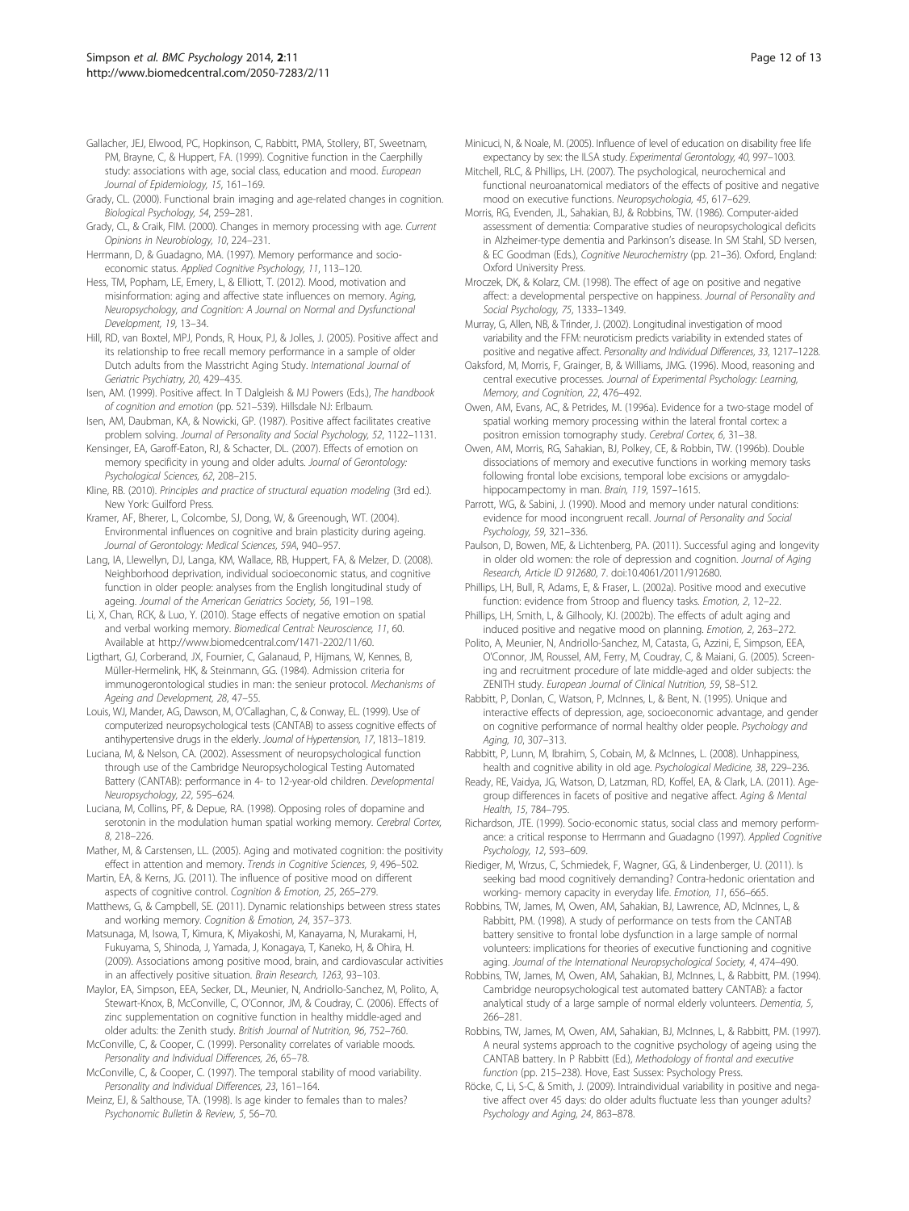Gallacher, JEJ, Elwood, PC, Hopkinson, C, Rabbitt, PMA, Stollery, BT, Sweetnam, PM, Brayne, C, & Huppert, FA. (1999). Cognitive function in the Caerphilly study: associations with age, social class, education and mood. *European Journal of Epidemiology, 15*, 161–169.

Grady, CL. (2000). Functional brain imaging and age-related changes in cognition. *Biological Psychology, 54*, 259–281.

Grady, CL, & Craik, FIM. (2000). Changes in memory processing with age. *Current Opinions in Neurobiology, 10*, 224–231.

Herrmann, D, & Guadagno, MA. (1997). Memory performance and socio-economic status. *Applied Cognitive Psychology, 11*, 113–120.

Hess, TM, Popham, LE, Emery, L, & Elliott, T. (2012). Mood, motivation and misinformation: aging and affective state influences on memory. *Aging, Neuropsychology, and Cognition: A Journal on Normal and Dysfunctional Development, 19*, 13–34.

Hill, RD, van Boxtel, MPJ, Ponds, R, Houx, PJ, & Jolles, J. (2005). Positive affect and its relationship to free recall memory performance in a sample of older Dutch adults from the Masstricht Aging Study. *International Journal of Geriatric Psychiatry, 20*, 429–435.

Isen, AM. (1999). Positive affect. In T Dalgleish & MJ Powers (Eds.), *The handbook of cognition and emotion* (pp. 521–539). Hillsdale NJ: Erlbaum.

Isen, AM, Daubman, KA, & Nowicki, GP. (1987). Positive affect facilitates creative problem solving. *Journal of Personality and Social Psychology, 52*, 1122–1131.

Kensinger, EA, Garoff-Eaton, RJ, & Schacter, DL. (2007). Effects of emotion on memory specificity in young and older adults. *Journal of Gerontology: Psychological Sciences, 62*, 208–215.

Kline, RB. (2010). *Principles and practice of structural equation modeling* (3rd ed.). New York: Guilford Press.

Kramer, AF, Bherer, L, Colcombe, SJ, Dong, W, & Greenough, WT. (2004). Environmental influences on cognitive and brain plasticity during ageing. *Journal of Gerontology: Medical Sciences, 59A*, 940–957.

Lang, IA, Llewellyn, DJ, Langa, KM, Wallace, RB, Huppert, FA, & Melzer, D. (2008). Neighborhood deprivation, individual socioeconomic status, and cognitive function in older people: analyses from the English longitudinal study of ageing. *Journal of the American Geriatrics Society, 56*, 191–198.

Li, X, Chan, RCK, & Luo, Y. (2010). Stage effects of negative emotion on spatial and verbal working memory. *Biomedical Central: Neuroscience, 11*, 60. Available at http://www.biomedcentral.com/1471-2202/11/60.

Ligthart, GJ, Corberand, JX, Fournier, C, Galanaud, P, Hijmans, W, Kennes, B, Müller-Hermelink, HK, & Steinmann, GG. (1984). Admission criteria for immunogerontological studies in man: the senieur protocol. *Mechanisms of Ageing and Development, 28*, 47–55.

Louis, WJ, Mander, AG, Dawson, M, O'Callaghan, C, & Conway, EL. (1999). Use of computerized neuropsychological tests (CANTAB) to assess cognitive effects of antihypertensive drugs in the elderly. *Journal of Hypertension, 17*, 1813–1819.

Luciana, M, & Nelson, CA. (2002). Assessment of neuropsychological function through use of the Cambridge Neuropsychological Testing Automated Battery (CANTAB): performance in 4- to 12-year-old children. *Developmental Neuropsychology, 22*, 595–624.

Luciana, M, Collins, PF, & Depue, RA. (1998). Opposing roles of dopamine and serotonin in the modulation human spatial working memory. *Cerebral Cortex, 8*, 218–226.

Mather, M, & Carstensen, LL. (2005). Aging and motivated cognition: the positivity effect in attention and memory. *Trends in Cognitive Sciences, 9*, 496–502.

Martin, EA, & Kerns, JG. (2011). The influence of positive mood on different aspects of cognitive control. *Cognition & Emotion, 25*, 265–279.

Matthews, G, & Campbell, SE. (2011). Dynamic relationships between stress states and working memory. *Cognition & Emotion, 24*, 357–373.

Matsunaga, M, Isowa, T, Kimura, K, Miyakoshi, M, Kanayama, N, Murakami, H, Fukuyama, S, Shinoda, J, Yamada, J, Konagaya, T, Kaneko, H, & Ohira, H. (2009). Associations among positive mood, brain, and cardiovascular activities in an affectively positive situation. *Brain Research, 1263*, 93–103.

Maylor, EA, Simpson, EEA, Secker, DL, Meunier, N, Andriollo-Sanchez, M, Polito, A, Stewart-Knox, B, McConville, C, O'Connor, JM, & Coudray, C. (2006). Effects of zinc supplementation on cognitive function in healthy middle-aged and older adults: the Zenith study. *British Journal of Nutrition, 96*, 752–760.

McConville, C, & Cooper, C. (1999). Personality correlates of variable moods. *Personality and Individual Differences, 26*, 65–78.

McConville, C, & Cooper, C. (1997). The temporal stability of mood variability. *Personality and Individual Differences, 23*, 161–164.

Meinz, EJ, & Salthouse, TA. (1998). Is age kinder to females than to males? *Psychonomic Bulletin & Review, 5*, 56–70.

Minicuci, N, & Noale, M. (2005). Influence of level of education on disability free life expectancy by sex: the ILSA study. *Experimental Gerontology, 40*, 997–1003.

Mitchell, RLC, & Phillips, LH. (2007). The psychological, neurochemical and functional neuroanatomical mediators of the effects of positive and negative mood on executive functions. *Neuropsychologia, 45*, 617–629.

Morris, RG, Evenden, JL, Sahakian, BJ, & Robbins, TW. (1986). Computer-aided assessment of dementia: Comparative studies of neuropsychological deficits in Alzheimer-type dementia and Parkinson's disease. In SM Stahl, SD Iversen, & EC Goodman (Eds.), *Cognitive Neurochemistry* (pp. 21–36). Oxford, England: Oxford University Press.

Mroczek, DK, & Kolarz, CM. (1998). The effect of age on positive and negative affect: a developmental perspective on happiness. *Journal of Personality and Social Psychology, 75*, 1333–1349.

Murray, G, Allen, NB, & Trinder, J. (2002). Longitudinal investigation of mood variability and the FFM: neuroticism predicts variability in extended states of positive and negative affect. *Personality and Individual Differences, 33*, 1217–1228.

Oaksford, M, Morris, F, Grainger, B, & Williams, JMG. (1996). Mood, reasoning and central executive processes. *Journal of Experimental Psychology: Learning, Memory, and Cognition, 22*, 476–492.

Owen, AM, Evans, AC, & Petrides, M. (1996a). Evidence for a two-stage model of spatial working memory processing within the lateral frontal cortex: a positron emission tomography study. *Cerebral Cortex, 6*, 31–38.

Owen, AM, Morris, RG, Sahakian, BJ, Polkey, CE, & Robbin, TW. (1996b). Double dissociations of memory and executive functions in working memory tasks following frontal lobe excisions, temporal lobe excisions or amygdalo-hippocampectomy in man. *Brain, 119*, 1597–1615.

Parrott, WG, & Sabini, J. (1990). Mood and memory under natural conditions: evidence for mood incongruent recall. *Journal of Personality and Social Psychology, 59*, 321–336.

Paulson, D, Bowen, ME, & Lichtenberg, PA. (2011). Successful aging and longevity in older old women: the role of depression and cognition. *Journal of Aging Research, Article ID 912680*, 7. doi:10.4061/2011/912680.

Phillips, LH, Bull, R, Adams, E, & Fraser, L. (2002a). Positive mood and executive function: evidence from Stroop and fluency tasks. *Emotion, 2*, 12–22.

Phillips, LH, Smith, L, & Gilhooly, KJ. (2002b). The effects of adult aging and induced positive and negative mood on planning. *Emotion, 2*, 263–272.

Polito, A, Meunier, N, Andriollo-Sanchez, M, Catasta, G, Azzini, E, Simpson, EEA, O'Connor, JM, Roussel, AM, Ferry, M, Coudray, C, & Maiani, G. (2005). Screening and recruitment procedure of late middle-aged and older subjects: the ZENITH study. *European Journal of Clinical Nutrition, 59*, S8–S12.

Rabbitt, P, Donlan, C, Watson, P, McInnes, L, & Bent, N. (1995). Unique and interactive effects of depression, age, socioeconomic advantage, and gender on cognitive performance of normal healthy older people. *Psychology and Aging, 10*, 307–313.

Rabbitt, P, Lunn, M, Ibrahim, S, Cobain, M, & McInnes, L. (2008). Unhappiness, health and cognitive ability in old age. *Psychological Medicine, 38*, 229–236.

Ready, RE, Vaidya, JG, Watson, D, Latzman, RD, Koffel, EA, & Clark, LA. (2011). Age-group differences in facets of positive and negative affect. *Aging & Mental Health, 15*, 784–795.

Richardson, JTE. (1999). Socio-economic status, social class and memory performance: a critical response to Herrmann and Guadagno (1997). *Applied Cognitive Psychology, 12*, 593–609.

Riediger, M, Wrzus, C, Schmiedek, F, Wagner, GG, & Lindenberger, U. (2011). Is seeking bad mood cognitively demanding? Contra-hedonic orientation and working- memory capacity in everyday life. *Emotion, 11*, 656–665.

Robbins, TW, James, M, Owen, AM, Sahakian, BJ, Lawrence, AD, McInnes, L, & Rabbitt, PM. (1998). A study of performance on tests from the CANTAB battery sensitive to frontal lobe dysfunction in a large sample of normal volunteers: implications for theories of executive functioning and cognitive aging. *Journal of the International Neuropsychological Society, 4*, 474–490.

Robbins, TW, James, M, Owen, AM, Sahakian, BJ, McInnes, L, & Rabbitt, PM. (1994). Cambridge neuropsychological test automated battery CANTAB): a factor analytical study of a large sample of normal elderly volunteers. *Dementia, 5*, 266–281.

Robbins, TW, James, M, Owen, AM, Sahakian, BJ, McInnes, L, & Rabbitt, PM. (1997). A neural systems approach to the cognitive psychology of ageing using the CANTAB battery. In P Rabbitt (Ed.), *Methodology of frontal and executive function* (pp. 215–238). Hove, East Sussex: Psychology Press.

Röcke, C, Li, S-C, & Smith, J. (2009). Intraindividual variability in positive and negative affect over 45 days: do older adults fluctuate less than younger adults? *Psychology and Aging, 24*, 863–878.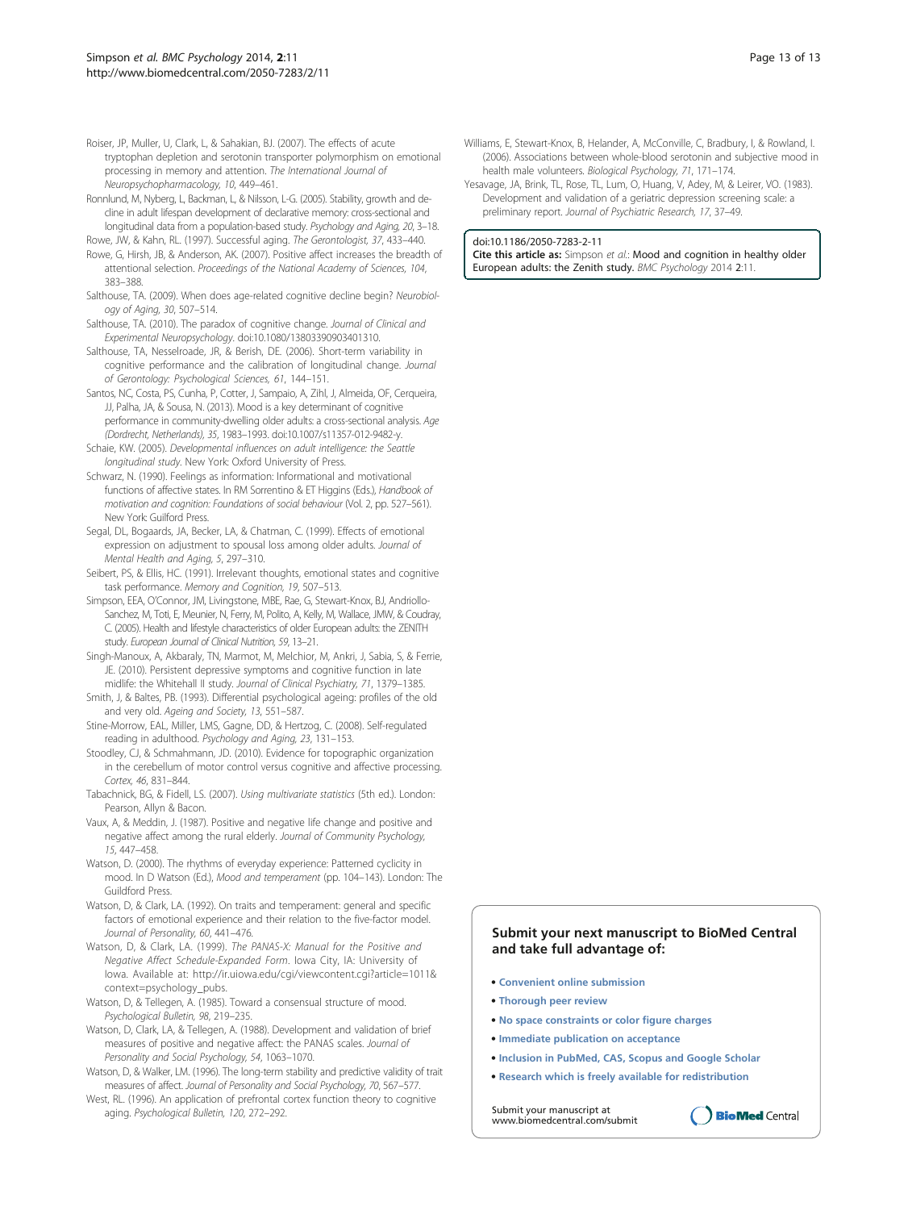Roiser, JP, Muller, U, Clark, L, & Sahakian, BJ. (2007). The effects of acute tryptophan depletion and serotonin transporter polymorphism on emotional processing in memory and attention. *The International Journal of Neuropsychopharmacology, 10*, 449–461.

Ronnlund, M, Nyberg, L, Backman, L, & Nilsson, L-G. (2005). Stability, growth and decline in adult lifespan development of declarative memory: cross-sectional and longitudinal data from a population-based study. *Psychology and Aging, 20*, 3–18.

Rowe, JW, & Kahn, RL. (1997). Successful aging. *The Gerontologist, 37*, 433–440.

Rowe, G, Hirsh, JB, & Anderson, AK. (2007). Positive affect increases the breadth of attentional selection. *Proceedings of the National Academy of Sciences, 104*, 383–388.

Salthouse, TA. (2009). When does age-related cognitive decline begin? *Neurobiology of Aging, 30*, 507–514.

Salthouse, TA. (2010). The paradox of cognitive change. *Journal of Clinical and Experimental Neuropsychology*. doi:10.1080/13803390903401310.

Salthouse, TA, Nesselroade, JR, & Berish, DE. (2006). Short-term variability in cognitive performance and the calibration of longitudinal change. *Journal of Gerontology: Psychological Sciences, 61*, 144–151.

Santos, NC, Costa, PS, Cunha, P, Cotter, J, Sampaio, A, Zihl, J, Almeida, OF, Cerqueira, JJ, Palha, JA, & Sousa, N. (2013). Mood is a key determinant of cognitive performance in community-dwelling older adults: a cross-sectional analysis. *Age (Dordrecht, Netherlands), 35*, 1983–1993. doi:10.1007/s11357-012-9482-y.

Schaie, KW. (2005). *Developmental influences on adult intelligence: the Seattle longitudinal study*. New York: Oxford University of Press.

Schwarz, N. (1990). Feelings as information: Informational and motivational functions of affective states. In RM Sorrentino & ET Higgins (Eds.), *Handbook of motivation and cognition: Foundations of social behaviour* (Vol. 2, pp. 527–561). New York: Guilford Press.

Segal, DL, Bogaards, JA, Becker, LA, & Chatman, C. (1999). Effects of emotional expression on adjustment to spousal loss among older adults. *Journal of Mental Health and Aging, 5*, 297–310.

Seibert, PS, & Ellis, HC. (1991). Irrelevant thoughts, emotional states and cognitive task performance. *Memory and Cognition, 19*, 507–513.

Simpson, EEA, O'Connor, JM, Livingstone, MBE, Rae, G, Stewart-Knox, BJ, Andriollo-Sanchez, M, Toti, E, Meunier, N, Ferry, M, Polito, A, Kelly, M, Wallace, JMW, & Coudray, C. (2005). Health and lifestyle characteristics of older European adults: the ZENITH study. *European Journal of Clinical Nutrition, 59*, 13–21.

Singh-Manoux, A, Akbaraly, TN, Marmot, M, Melchior, M, Ankri, J, Sabia, S, & Ferrie, JE. (2010). Persistent depressive symptoms and cognitive function in late midlife: the Whitehall II study. *Journal of Clinical Psychiatry, 71*, 1379–1385.

Smith, J, & Baltes, PB. (1993). Differential psychological ageing: profiles of the old and very old. *Ageing and Society, 13*, 551–587.

Stine-Morrow, EAL, Miller, LMS, Gagne, DD, & Hertzog, C. (2008). Self-regulated reading in adulthood. *Psychology and Aging, 23*, 131–153.

Stoodley, CJ, & Schmahmann, JD. (2010). Evidence for topographic organization in the cerebellum of motor control versus cognitive and affective processing. *Cortex, 46*, 831–844.

Tabachnick, BG, & Fidell, LS. (2007). *Using multivariate statistics* (5th ed.). London: Pearson, Allyn & Bacon.

Vaux, A, & Meddin, J. (1987). Positive and negative life change and positive and negative affect among the rural elderly. *Journal of Community Psychology, 15*, 447–458.

Watson, D. (2000). The rhythms of everyday experience: Patterned cyclicity in mood. In D Watson (Ed.), *Mood and temperament* (pp. 104–143). London: The Guildford Press.

Watson, D, & Clark, LA. (1992). On traits and temperament: general and specific factors of emotional experience and their relation to the five-factor model. *Journal of Personality, 60*, 441–476.

Watson, D, & Clark, LA. (1999). *The PANAS-X: Manual for the Positive and Negative Affect Schedule-Expanded Form*. Iowa City, IA: University of Iowa. Available at: http://ir.uiowa.edu/cgi/viewcontent.cgi?article=1011&context=psychology_pubs.

Watson, D, & Tellegen, A. (1985). Toward a consensual structure of mood. *Psychological Bulletin, 98*, 219–235.

Watson, D, Clark, LA, & Tellegen, A. (1988). Development and validation of brief measures of positive and negative affect: the PANAS scales. *Journal of Personality and Social Psychology, 54*, 1063–1070.

Watson, D, & Walker, LM. (1996). The long-term stability and predictive validity of trait measures of affect. *Journal of Personality and Social Psychology, 70*, 567–577.

West, RL. (1996). An application of prefrontal cortex function theory to cognitive aging. *Psychological Bulletin, 120*, 272–292.

Williams, E, Stewart-Knox, B, Helander, A, McConville, C, Bradbury, I, & Rowland, I. (2006). Associations between whole-blood serotonin and subjective mood in health male volunteers. *Biological Psychology, 71*, 171–174.

Yesavage, JA, Brink, TL, Rose, TL, Lum, O, Huang, V, Adey, M, & Leirer, VO. (1983). Development and validation of a geriatric depression screening scale: a preliminary report. *Journal of Psychiatric Research, 17*, 37–49.

doi:10.1186/2050-7283-2-11

**Cite this article as:** Simpson *et al.*: Mood and cognition in healthy older European adults: the Zenith study. *BMC Psychology* 2014 **2**:11.

**Submit your next manuscript to BioMed Central and take full advantage of:**

- Convenient online submission
- Thorough peer review
- No space constraints or color figure charges
- Immediate publication on acceptance
- Inclusion in PubMed, CAS, Scopus and Google Scholar
- Research which is freely available for redistribution

Submit your manuscript at www.biomedcentral.com/submit

BioMed Central